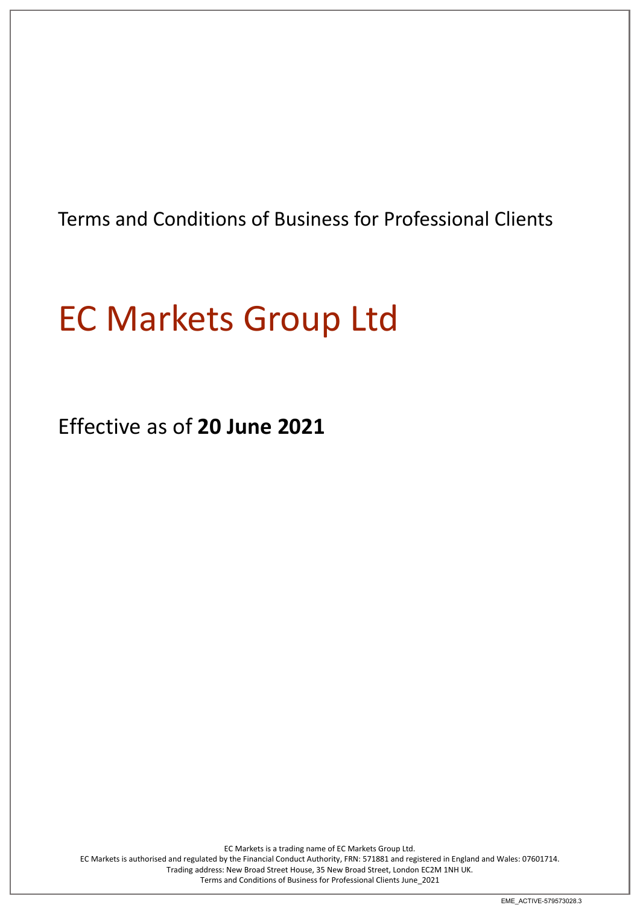Terms and Conditions of Business for Professional Clients

# EC Markets Group Ltd

Effective as of **20 June 2021**

EC Markets is a trading name of EC Markets Group Ltd.
EC Markets is authorised and regulated by the Financial Conduct Authority, FRN: 571881 and registered in England and Wales: 07601714.
Trading address: New Broad Street House, 35 New Broad Street, London EC2M 1NH UK.
Terms and Conditions of Business for Professional Clients June_2021

EME_ACTIVE-579573028.3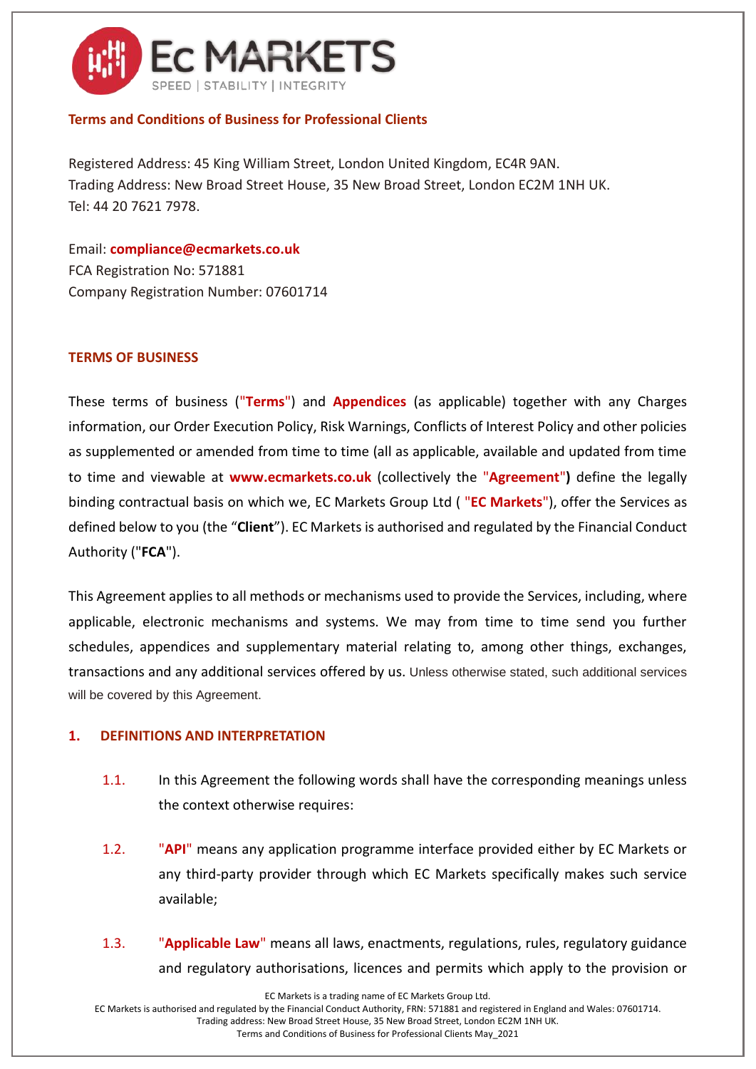**Terms and Conditions of Business for Professional Clients**

Registered Address: 45 King William Street, London United Kingdom, EC4R 9AN.
Trading Address: New Broad Street House, 35 New Broad Street, London EC2M 1NH UK.
Tel: 44 20 7621 7978.

Email: **compliance@ecmarkets.co.uk**
FCA Registration No: 571881
Company Registration Number: 07601714

## TERMS OF BUSINESS

These terms of business ("**Terms**") and **Appendices** (as applicable) together with any Charges information, our Order Execution Policy, Risk Warnings, Conflicts of Interest Policy and other policies as supplemented or amended from time to time (all as applicable, available and updated from time to time and viewable at **www.ecmarkets.co.uk** (collectively the "**Agreement**"**)** define the legally binding contractual basis on which we, EC Markets Group Ltd ( "**EC Markets**"), offer the Services as defined below to you (the "**Client**"). EC Markets is authorised and regulated by the Financial Conduct Authority ("**FCA**").

This Agreement applies to all methods or mechanisms used to provide the Services, including, where applicable, electronic mechanisms and systems. We may from time to time send you further schedules, appendices and supplementary material relating to, among other things, exchanges, transactions and any additional services offered by us. Unless otherwise stated, such additional services will be covered by this Agreement.

## 1. DEFINITIONS AND INTERPRETATION

1.1. In this Agreement the following words shall have the corresponding meanings unless the context otherwise requires:

1.2. "**API**" means any application programme interface provided either by EC Markets or any third-party provider through which EC Markets specifically makes such service available;

1.3. "**Applicable Law**" means all laws, enactments, regulations, rules, regulatory guidance and regulatory authorisations, licences and permits which apply to the provision or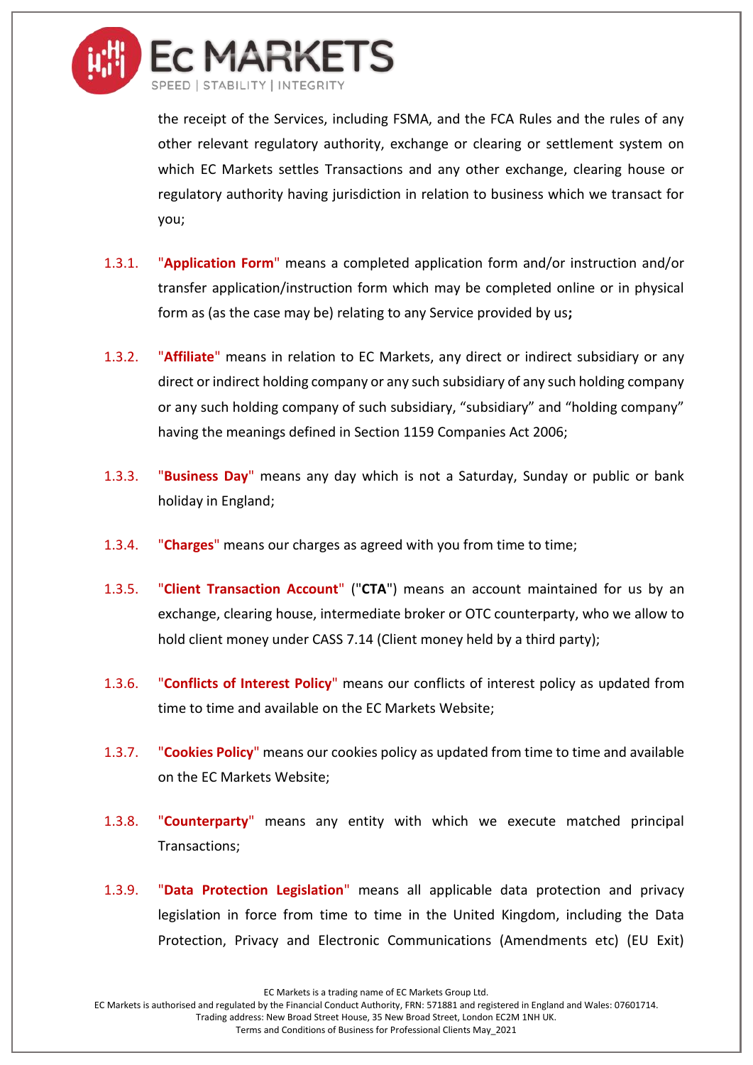the receipt of the Services, including FSMA, and the FCA Rules and the rules of any other relevant regulatory authority, exchange or clearing or settlement system on which EC Markets settles Transactions and any other exchange, clearing house or regulatory authority having jurisdiction in relation to business which we transact for you;

1.3.1. "**Application Form**" means a completed application form and/or instruction and/or transfer application/instruction form which may be completed online or in physical form as (as the case may be) relating to any Service provided by us**;**

1.3.2. "**Affiliate**" means in relation to EC Markets, any direct or indirect subsidiary or any direct or indirect holding company or any such subsidiary of any such holding company or any such holding company of such subsidiary, "subsidiary" and "holding company" having the meanings defined in Section 1159 Companies Act 2006;

1.3.3. "**Business Day**" means any day which is not a Saturday, Sunday or public or bank holiday in England;

1.3.4. "**Charges**" means our charges as agreed with you from time to time;

1.3.5. "**Client Transaction Account**" ("**CTA**") means an account maintained for us by an exchange, clearing house, intermediate broker or OTC counterparty, who we allow to hold client money under CASS 7.14 (Client money held by a third party);

1.3.6. "**Conflicts of Interest Policy**" means our conflicts of interest policy as updated from time to time and available on the EC Markets Website;

1.3.7. "**Cookies Policy**" means our cookies policy as updated from time to time and available on the EC Markets Website;

1.3.8. "**Counterparty**" means any entity with which we execute matched principal Transactions;

1.3.9. "**Data Protection Legislation**" means all applicable data protection and privacy legislation in force from time to time in the United Kingdom, including the Data Protection, Privacy and Electronic Communications (Amendments etc) (EU Exit)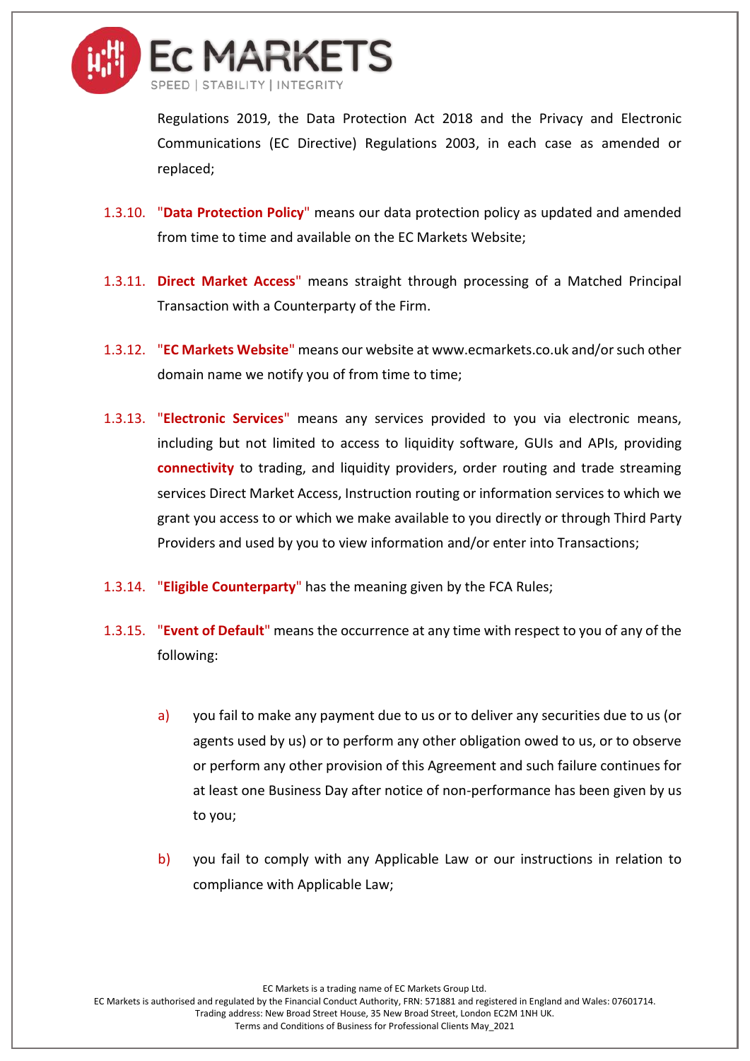Regulations 2019, the Data Protection Act 2018 and the Privacy and Electronic Communications (EC Directive) Regulations 2003, in each case as amended or replaced;

1.3.10. "**Data Protection Policy**" means our data protection policy as updated and amended from time to time and available on the EC Markets Website;

1.3.11. **Direct Market Access**" means straight through processing of a Matched Principal Transaction with a Counterparty of the Firm.

1.3.12. "**EC Markets Website**" means our website at www.ecmarkets.co.uk and/or such other domain name we notify you of from time to time;

1.3.13. "**Electronic Services**" means any services provided to you via electronic means, including but not limited to access to liquidity software, GUIs and APIs, providing **connectivity** to trading, and liquidity providers, order routing and trade streaming services Direct Market Access, Instruction routing or information services to which we grant you access to or which we make available to you directly or through Third Party Providers and used by you to view information and/or enter into Transactions;

1.3.14. "**Eligible Counterparty**" has the meaning given by the FCA Rules;

1.3.15. "**Event of Default**" means the occurrence at any time with respect to you of any of the following:

a) you fail to make any payment due to us or to deliver any securities due to us (or agents used by us) or to perform any other obligation owed to us, or to observe or perform any other provision of this Agreement and such failure continues for at least one Business Day after notice of non-performance has been given by us to you;

b) you fail to comply with any Applicable Law or our instructions in relation to compliance with Applicable Law;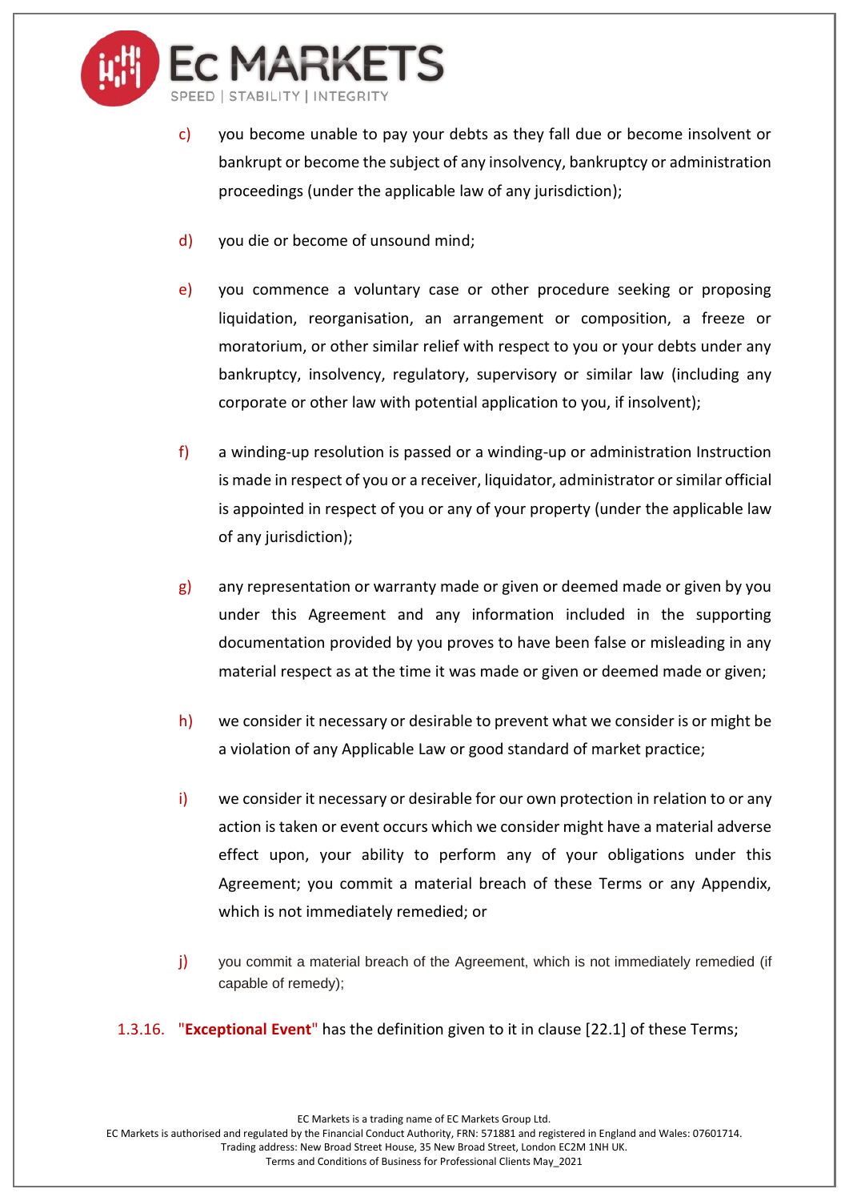c) you become unable to pay your debts as they fall due or become insolvent or bankrupt or become the subject of any insolvency, bankruptcy or administration proceedings (under the applicable law of any jurisdiction);

d) you die or become of unsound mind;

e) you commence a voluntary case or other procedure seeking or proposing liquidation, reorganisation, an arrangement or composition, a freeze or moratorium, or other similar relief with respect to you or your debts under any bankruptcy, insolvency, regulatory, supervisory or similar law (including any corporate or other law with potential application to you, if insolvent);

f) a winding-up resolution is passed or a winding-up or administration Instruction is made in respect of you or a receiver, liquidator, administrator or similar official is appointed in respect of you or any of your property (under the applicable law of any jurisdiction);

g) any representation or warranty made or given or deemed made or given by you under this Agreement and any information included in the supporting documentation provided by you proves to have been false or misleading in any material respect as at the time it was made or given or deemed made or given;

h) we consider it necessary or desirable to prevent what we consider is or might be a violation of any Applicable Law or good standard of market practice;

i) we consider it necessary or desirable for our own protection in relation to or any action is taken or event occurs which we consider might have a material adverse effect upon, your ability to perform any of your obligations under this Agreement; you commit a material breach of these Terms or any Appendix, which is not immediately remedied; or

j) you commit a material breach of the Agreement, which is not immediately remedied (if capable of remedy);

1.3.16. "**Exceptional Event**" has the definition given to it in clause [22.1] of these Terms;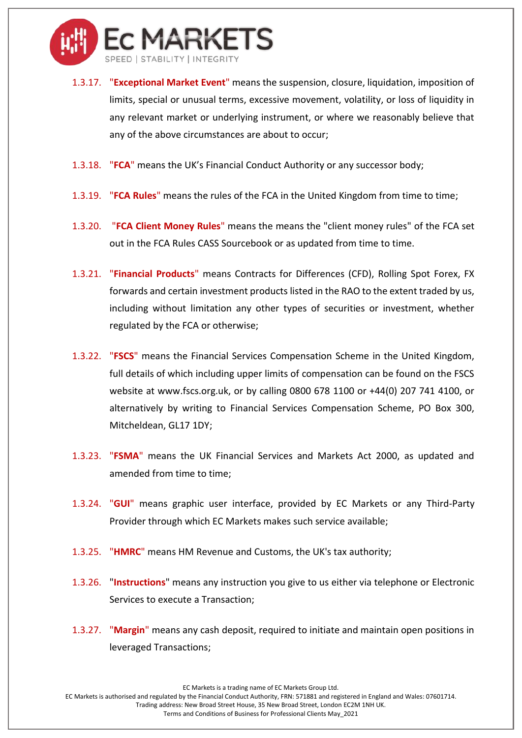1.3.17. "**Exceptional Market Event**" means the suspension, closure, liquidation, imposition of limits, special or unusual terms, excessive movement, volatility, or loss of liquidity in any relevant market or underlying instrument, or where we reasonably believe that any of the above circumstances are about to occur;

1.3.18. "**FCA**" means the UK's Financial Conduct Authority or any successor body;

1.3.19. "**FCA Rules**" means the rules of the FCA in the United Kingdom from time to time;

1.3.20. "**FCA Client Money Rules**" means the means the "client money rules" of the FCA set out in the FCA Rules CASS Sourcebook or as updated from time to time.

1.3.21. "**Financial Products**" means Contracts for Differences (CFD), Rolling Spot Forex, FX forwards and certain investment products listed in the RAO to the extent traded by us, including without limitation any other types of securities or investment, whether regulated by the FCA or otherwise;

1.3.22. "**FSCS**" means the Financial Services Compensation Scheme in the United Kingdom, full details of which including upper limits of compensation can be found on the FSCS website at www.fscs.org.uk, or by calling 0800 678 1100 or +44(0) 207 741 4100, or alternatively by writing to Financial Services Compensation Scheme, PO Box 300, Mitcheldean, GL17 1DY;

1.3.23. "**FSMA**" means the UK Financial Services and Markets Act 2000, as updated and amended from time to time;

1.3.24. "**GUI**" means graphic user interface, provided by EC Markets or any Third-Party Provider through which EC Markets makes such service available;

1.3.25. "**HMRC**" means HM Revenue and Customs, the UK's tax authority;

1.3.26. "**Instructions**" means any instruction you give to us either via telephone or Electronic Services to execute a Transaction;

1.3.27. "**Margin**" means any cash deposit, required to initiate and maintain open positions in leveraged Transactions;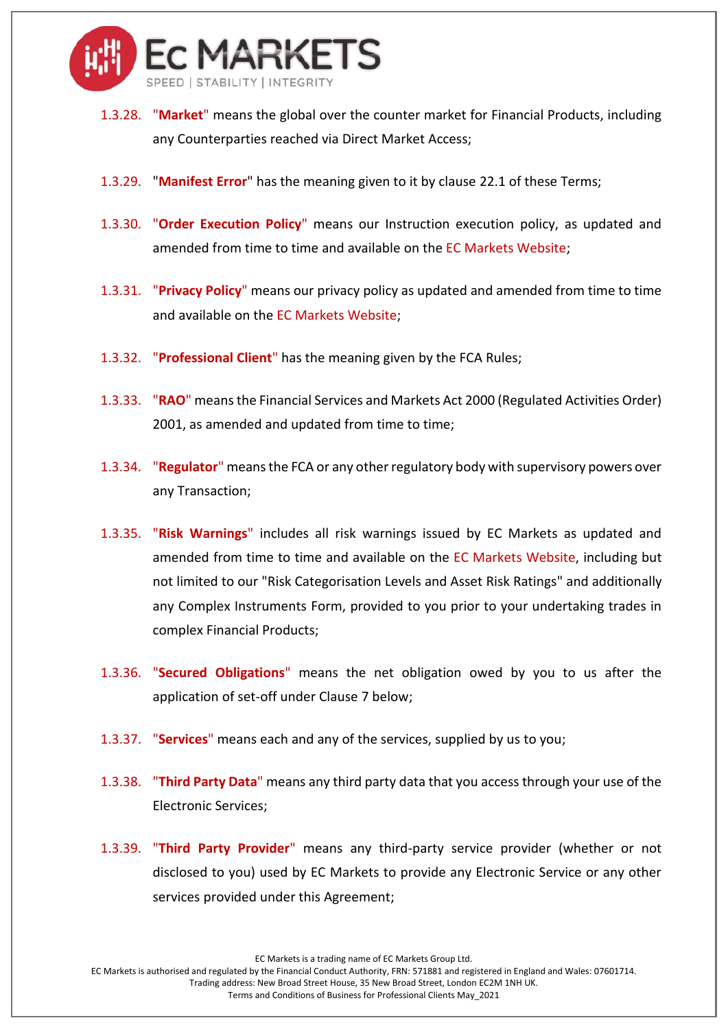1.3.28. "**Market**" means the global over the counter market for Financial Products, including any Counterparties reached via Direct Market Access;

1.3.29. "**Manifest Error**" has the meaning given to it by clause 22.1 of these Terms;

1.3.30. "**Order Execution Policy**" means our Instruction execution policy, as updated and amended from time to time and available on the EC Markets Website;

1.3.31. "**Privacy Policy**" means our privacy policy as updated and amended from time to time and available on the EC Markets Website;

1.3.32. "**Professional Client**" has the meaning given by the FCA Rules;

1.3.33. "**RAO**" means the Financial Services and Markets Act 2000 (Regulated Activities Order) 2001, as amended and updated from time to time;

1.3.34. "**Regulator**" means the FCA or any other regulatory body with supervisory powers over any Transaction;

1.3.35. "**Risk Warnings**" includes all risk warnings issued by EC Markets as updated and amended from time to time and available on the EC Markets Website, including but not limited to our "Risk Categorisation Levels and Asset Risk Ratings" and additionally any Complex Instruments Form, provided to you prior to your undertaking trades in complex Financial Products;

1.3.36. "**Secured Obligations**" means the net obligation owed by you to us after the application of set-off under Clause 7 below;

1.3.37. "**Services**" means each and any of the services, supplied by us to you;

1.3.38. "**Third Party Data**" means any third party data that you access through your use of the Electronic Services;

1.3.39. "**Third Party Provider**" means any third-party service provider (whether or not disclosed to you) used by EC Markets to provide any Electronic Service or any other services provided under this Agreement;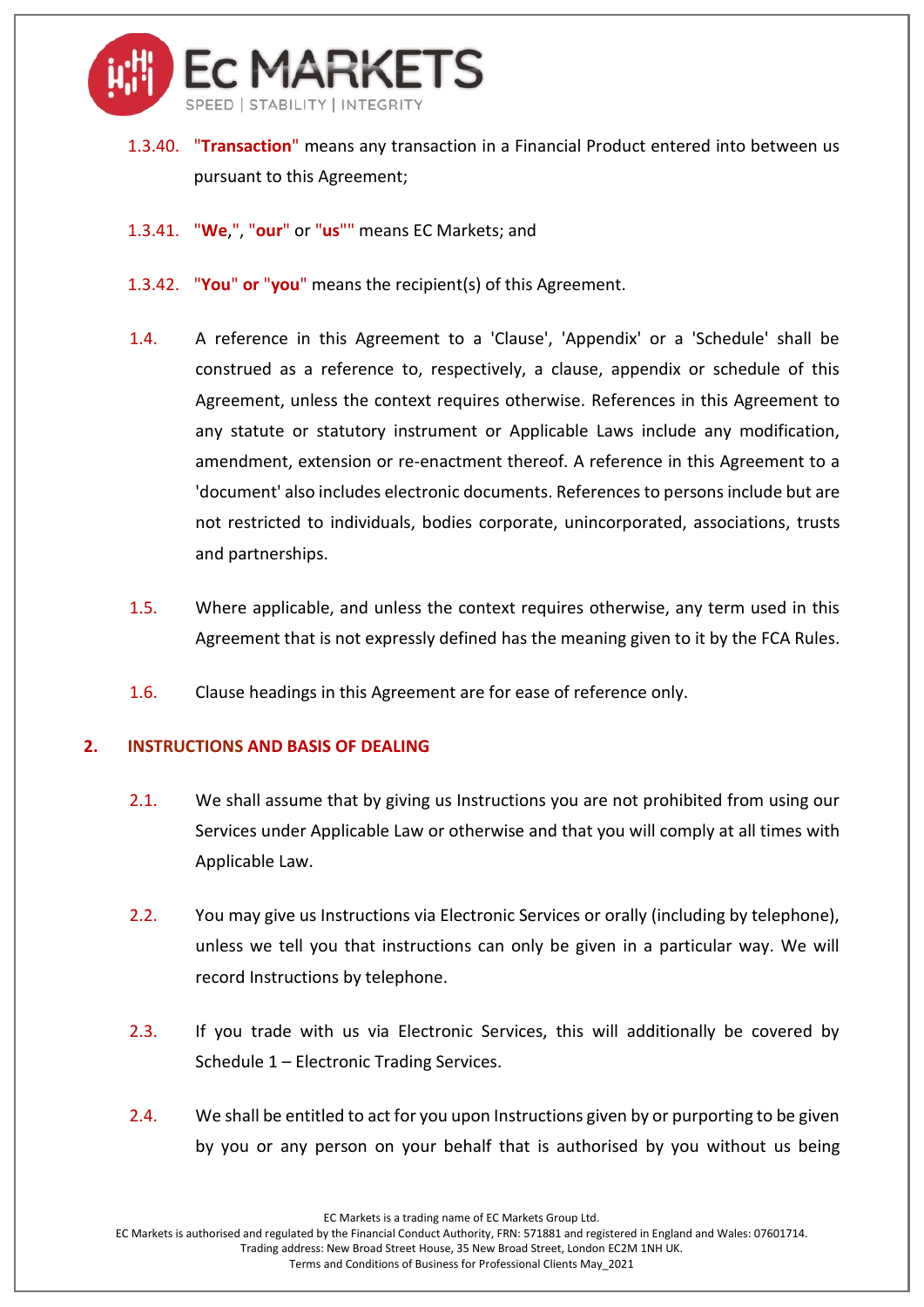1.3.40. **"Transaction"** means any transaction in a Financial Product entered into between us pursuant to this Agreement;

1.3.41. **"We**,", **"our"** or **"us""** means EC Markets; and

1.3.42. **"You" or "you"** means the recipient(s) of this Agreement.

1.4. A reference in this Agreement to a 'Clause', 'Appendix' or a 'Schedule' shall be construed as a reference to, respectively, a clause, appendix or schedule of this Agreement, unless the context requires otherwise. References in this Agreement to any statute or statutory instrument or Applicable Laws include any modification, amendment, extension or re-enactment thereof. A reference in this Agreement to a 'document' also includes electronic documents. References to persons include but are not restricted to individuals, bodies corporate, unincorporated, associations, trusts and partnerships.

1.5. Where applicable, and unless the context requires otherwise, any term used in this Agreement that is not expressly defined has the meaning given to it by the FCA Rules.

1.6. Clause headings in this Agreement are for ease of reference only.

## 2. INSTRUCTIONS AND BASIS OF DEALING

2.1. We shall assume that by giving us Instructions you are not prohibited from using our Services under Applicable Law or otherwise and that you will comply at all times with Applicable Law.

2.2. You may give us Instructions via Electronic Services or orally (including by telephone), unless we tell you that instructions can only be given in a particular way. We will record Instructions by telephone.

2.3. If you trade with us via Electronic Services, this will additionally be covered by Schedule 1 – Electronic Trading Services.

2.4. We shall be entitled to act for you upon Instructions given by or purporting to be given by you or any person on your behalf that is authorised by you without us being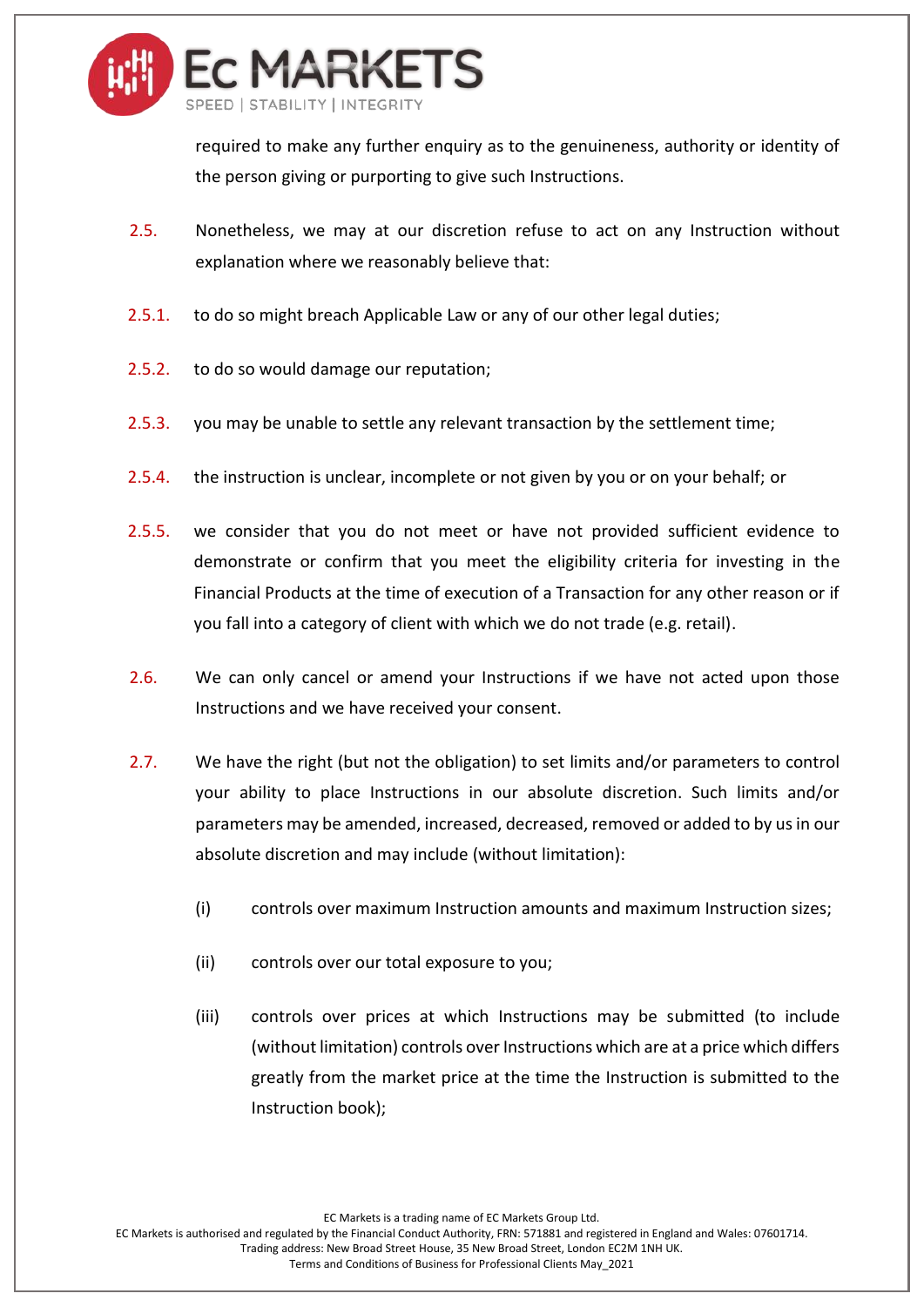required to make any further enquiry as to the genuineness, authority or identity of the person giving or purporting to give such Instructions.

2.5. Nonetheless, we may at our discretion refuse to act on any Instruction without explanation where we reasonably believe that:

2.5.1. to do so might breach Applicable Law or any of our other legal duties;

2.5.2. to do so would damage our reputation;

2.5.3. you may be unable to settle any relevant transaction by the settlement time;

2.5.4. the instruction is unclear, incomplete or not given by you or on your behalf; or

2.5.5. we consider that you do not meet or have not provided sufficient evidence to demonstrate or confirm that you meet the eligibility criteria for investing in the Financial Products at the time of execution of a Transaction for any other reason or if you fall into a category of client with which we do not trade (e.g. retail).

2.6. We can only cancel or amend your Instructions if we have not acted upon those Instructions and we have received your consent.

2.7. We have the right (but not the obligation) to set limits and/or parameters to control your ability to place Instructions in our absolute discretion. Such limits and/or parameters may be amended, increased, decreased, removed or added to by us in our absolute discretion and may include (without limitation):

(i) controls over maximum Instruction amounts and maximum Instruction sizes;

(ii) controls over our total exposure to you;

(iii) controls over prices at which Instructions may be submitted (to include (without limitation) controls over Instructions which are at a price which differs greatly from the market price at the time the Instruction is submitted to the Instruction book);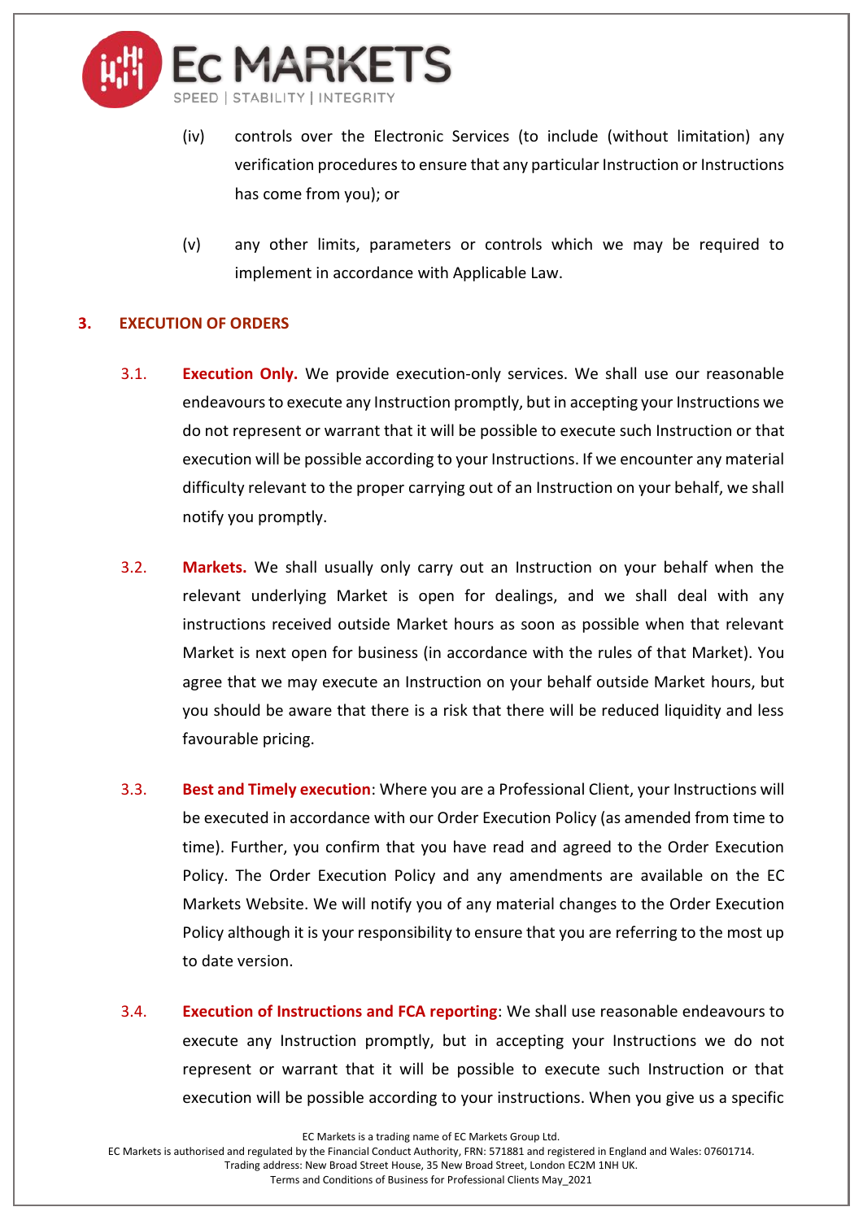(iv) controls over the Electronic Services (to include (without limitation) any verification procedures to ensure that any particular Instruction or Instructions has come from you); or

(v) any other limits, parameters or controls which we may be required to implement in accordance with Applicable Law.

## 3. EXECUTION OF ORDERS

3.1. **Execution Only.** We provide execution-only services. We shall use our reasonable endeavours to execute any Instruction promptly, but in accepting your Instructions we do not represent or warrant that it will be possible to execute such Instruction or that execution will be possible according to your Instructions. If we encounter any material difficulty relevant to the proper carrying out of an Instruction on your behalf, we shall notify you promptly.

3.2. **Markets.** We shall usually only carry out an Instruction on your behalf when the relevant underlying Market is open for dealings, and we shall deal with any instructions received outside Market hours as soon as possible when that relevant Market is next open for business (in accordance with the rules of that Market). You agree that we may execute an Instruction on your behalf outside Market hours, but you should be aware that there is a risk that there will be reduced liquidity and less favourable pricing.

3.3. **Best and Timely execution**: Where you are a Professional Client, your Instructions will be executed in accordance with our Order Execution Policy (as amended from time to time). Further, you confirm that you have read and agreed to the Order Execution Policy. The Order Execution Policy and any amendments are available on the EC Markets Website. We will notify you of any material changes to the Order Execution Policy although it is your responsibility to ensure that you are referring to the most up to date version.

3.4. **Execution of Instructions and FCA reporting**: We shall use reasonable endeavours to execute any Instruction promptly, but in accepting your Instructions we do not represent or warrant that it will be possible to execute such Instruction or that execution will be possible according to your instructions. When you give us a specific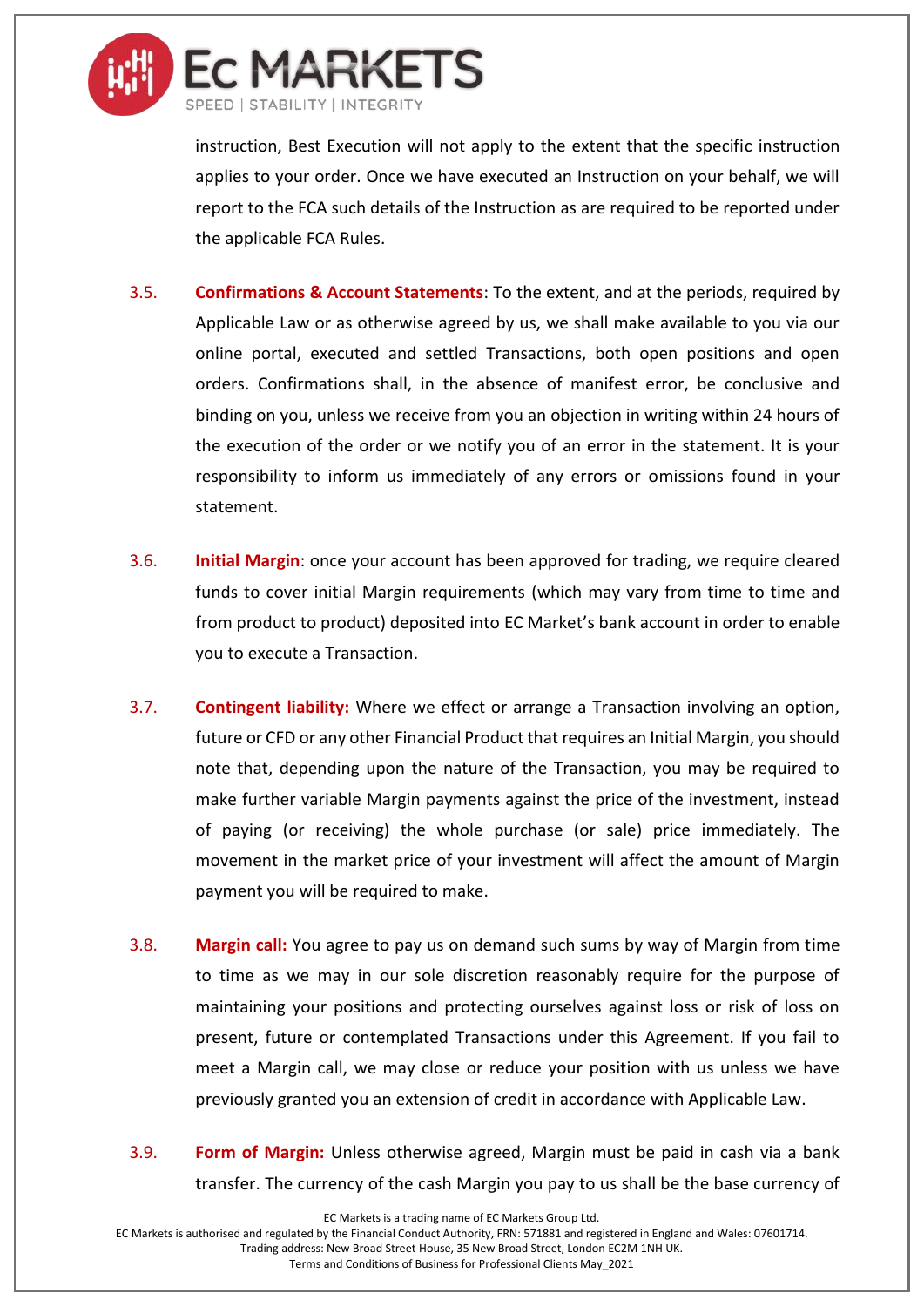instruction, Best Execution will not apply to the extent that the specific instruction applies to your order. Once we have executed an Instruction on your behalf, we will report to the FCA such details of the Instruction as are required to be reported under the applicable FCA Rules.

3.5. **Confirmations & Account Statements**: To the extent, and at the periods, required by Applicable Law or as otherwise agreed by us, we shall make available to you via our online portal, executed and settled Transactions, both open positions and open orders. Confirmations shall, in the absence of manifest error, be conclusive and binding on you, unless we receive from you an objection in writing within 24 hours of the execution of the order or we notify you of an error in the statement. It is your responsibility to inform us immediately of any errors or omissions found in your statement.

3.6. **Initial Margin**: once your account has been approved for trading, we require cleared funds to cover initial Margin requirements (which may vary from time to time and from product to product) deposited into EC Market's bank account in order to enable you to execute a Transaction.

3.7. **Contingent liability:** Where we effect or arrange a Transaction involving an option, future or CFD or any other Financial Product that requires an Initial Margin, you should note that, depending upon the nature of the Transaction, you may be required to make further variable Margin payments against the price of the investment, instead of paying (or receiving) the whole purchase (or sale) price immediately. The movement in the market price of your investment will affect the amount of Margin payment you will be required to make.

3.8. **Margin call:** You agree to pay us on demand such sums by way of Margin from time to time as we may in our sole discretion reasonably require for the purpose of maintaining your positions and protecting ourselves against loss or risk of loss on present, future or contemplated Transactions under this Agreement. If you fail to meet a Margin call, we may close or reduce your position with us unless we have previously granted you an extension of credit in accordance with Applicable Law.

3.9. **Form of Margin:** Unless otherwise agreed, Margin must be paid in cash via a bank transfer. The currency of the cash Margin you pay to us shall be the base currency of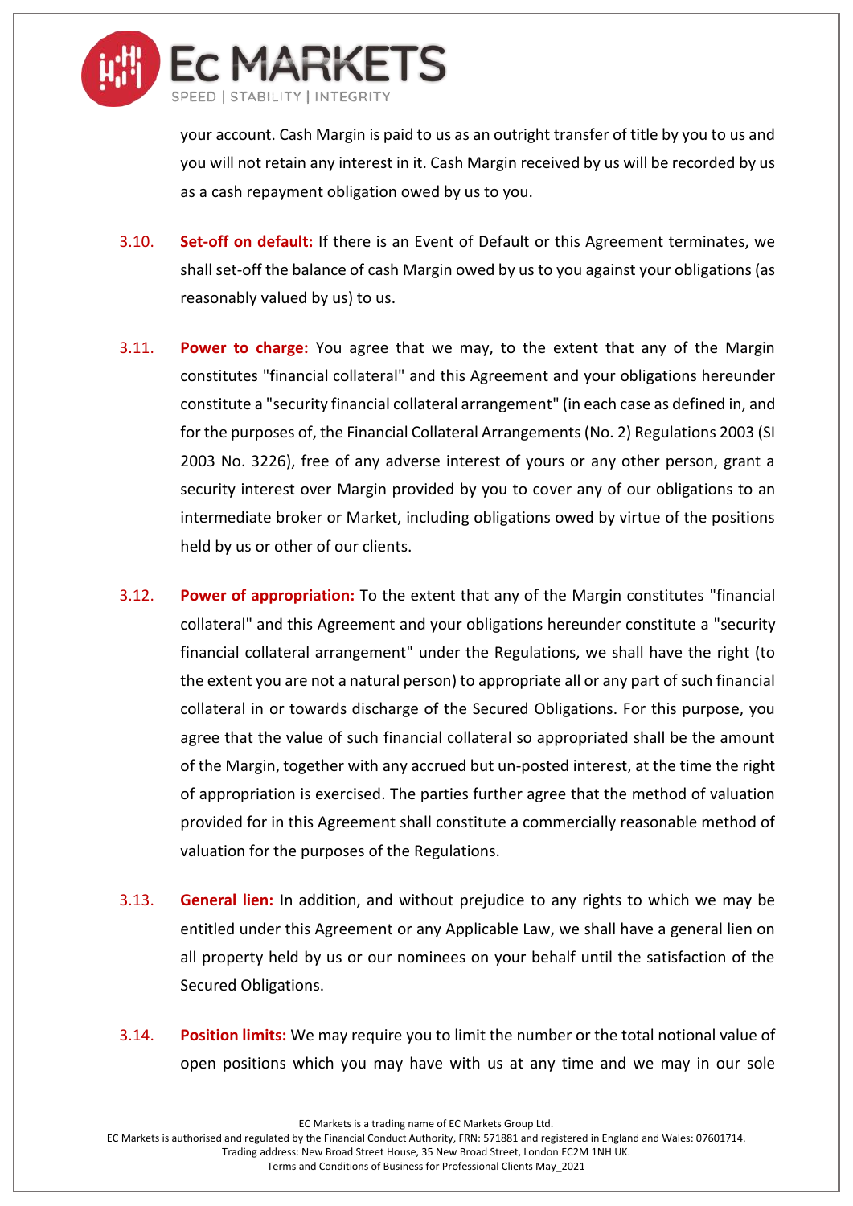your account. Cash Margin is paid to us as an outright transfer of title by you to us and you will not retain any interest in it. Cash Margin received by us will be recorded by us as a cash repayment obligation owed by us to you.

3.10. **Set-off on default:** If there is an Event of Default or this Agreement terminates, we shall set-off the balance of cash Margin owed by us to you against your obligations (as reasonably valued by us) to us.

3.11. **Power to charge:** You agree that we may, to the extent that any of the Margin constitutes "financial collateral" and this Agreement and your obligations hereunder constitute a "security financial collateral arrangement" (in each case as defined in, and for the purposes of, the Financial Collateral Arrangements (No. 2) Regulations 2003 (SI 2003 No. 3226), free of any adverse interest of yours or any other person, grant a security interest over Margin provided by you to cover any of our obligations to an intermediate broker or Market, including obligations owed by virtue of the positions held by us or other of our clients.

3.12. **Power of appropriation:** To the extent that any of the Margin constitutes "financial collateral" and this Agreement and your obligations hereunder constitute a "security financial collateral arrangement" under the Regulations, we shall have the right (to the extent you are not a natural person) to appropriate all or any part of such financial collateral in or towards discharge of the Secured Obligations. For this purpose, you agree that the value of such financial collateral so appropriated shall be the amount of the Margin, together with any accrued but un-posted interest, at the time the right of appropriation is exercised. The parties further agree that the method of valuation provided for in this Agreement shall constitute a commercially reasonable method of valuation for the purposes of the Regulations.

3.13. **General lien:** In addition, and without prejudice to any rights to which we may be entitled under this Agreement or any Applicable Law, we shall have a general lien on all property held by us or our nominees on your behalf until the satisfaction of the Secured Obligations.

3.14. **Position limits:** We may require you to limit the number or the total notional value of open positions which you may have with us at any time and we may in our sole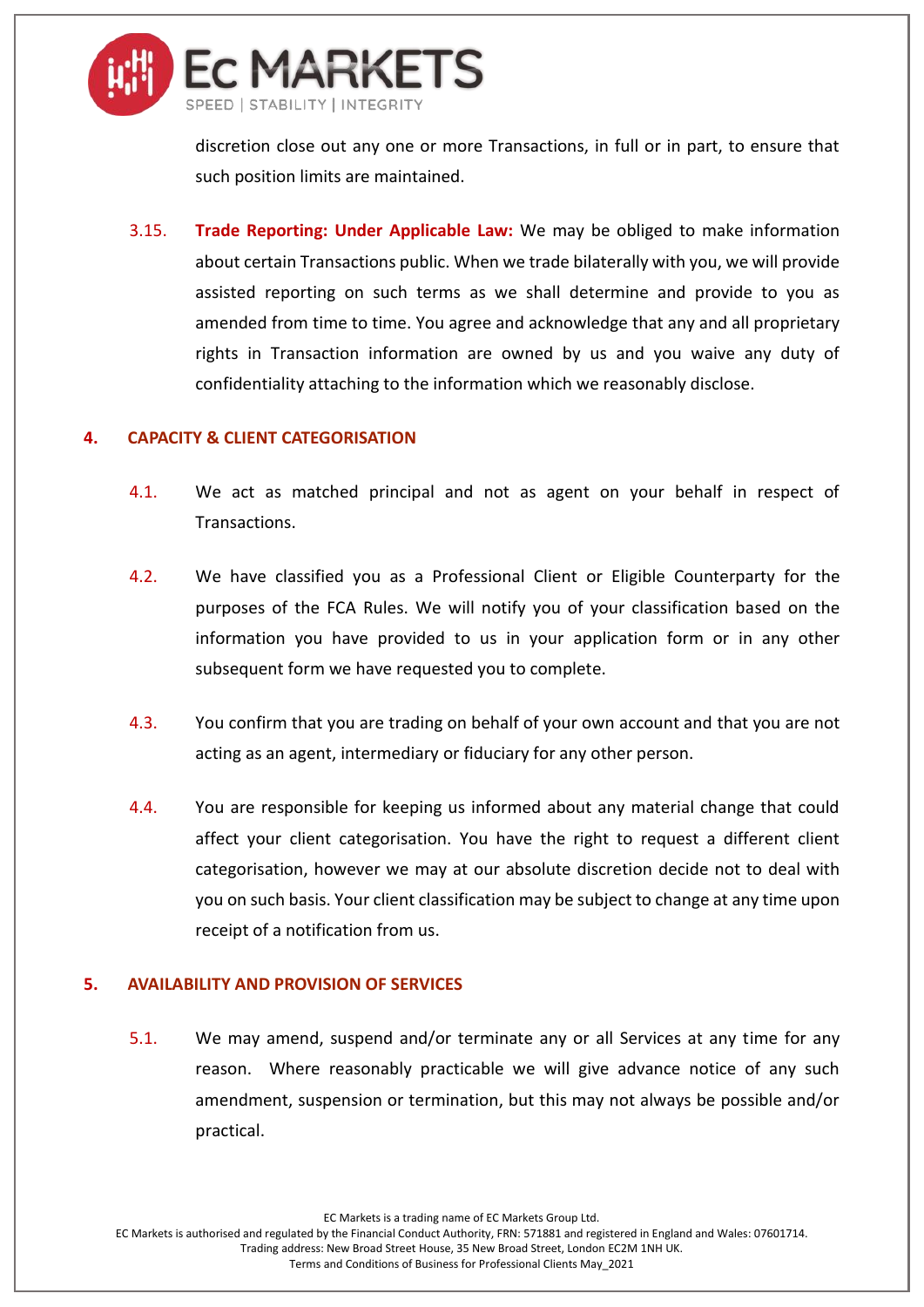discretion close out any one or more Transactions, in full or in part, to ensure that such position limits are maintained.

3.15. **Trade Reporting: Under Applicable Law:** We may be obliged to make information about certain Transactions public. When we trade bilaterally with you, we will provide assisted reporting on such terms as we shall determine and provide to you as amended from time to time. You agree and acknowledge that any and all proprietary rights in Transaction information are owned by us and you waive any duty of confidentiality attaching to the information which we reasonably disclose.

## 4. CAPACITY & CLIENT CATEGORISATION

4.1. We act as matched principal and not as agent on your behalf in respect of Transactions.

4.2. We have classified you as a Professional Client or Eligible Counterparty for the purposes of the FCA Rules. We will notify you of your classification based on the information you have provided to us in your application form or in any other subsequent form we have requested you to complete.

4.3. You confirm that you are trading on behalf of your own account and that you are not acting as an agent, intermediary or fiduciary for any other person.

4.4. You are responsible for keeping us informed about any material change that could affect your client categorisation. You have the right to request a different client categorisation, however we may at our absolute discretion decide not to deal with you on such basis. Your client classification may be subject to change at any time upon receipt of a notification from us.

## 5. AVAILABILITY AND PROVISION OF SERVICES

5.1. We may amend, suspend and/or terminate any or all Services at any time for any reason. Where reasonably practicable we will give advance notice of any such amendment, suspension or termination, but this may not always be possible and/or practical.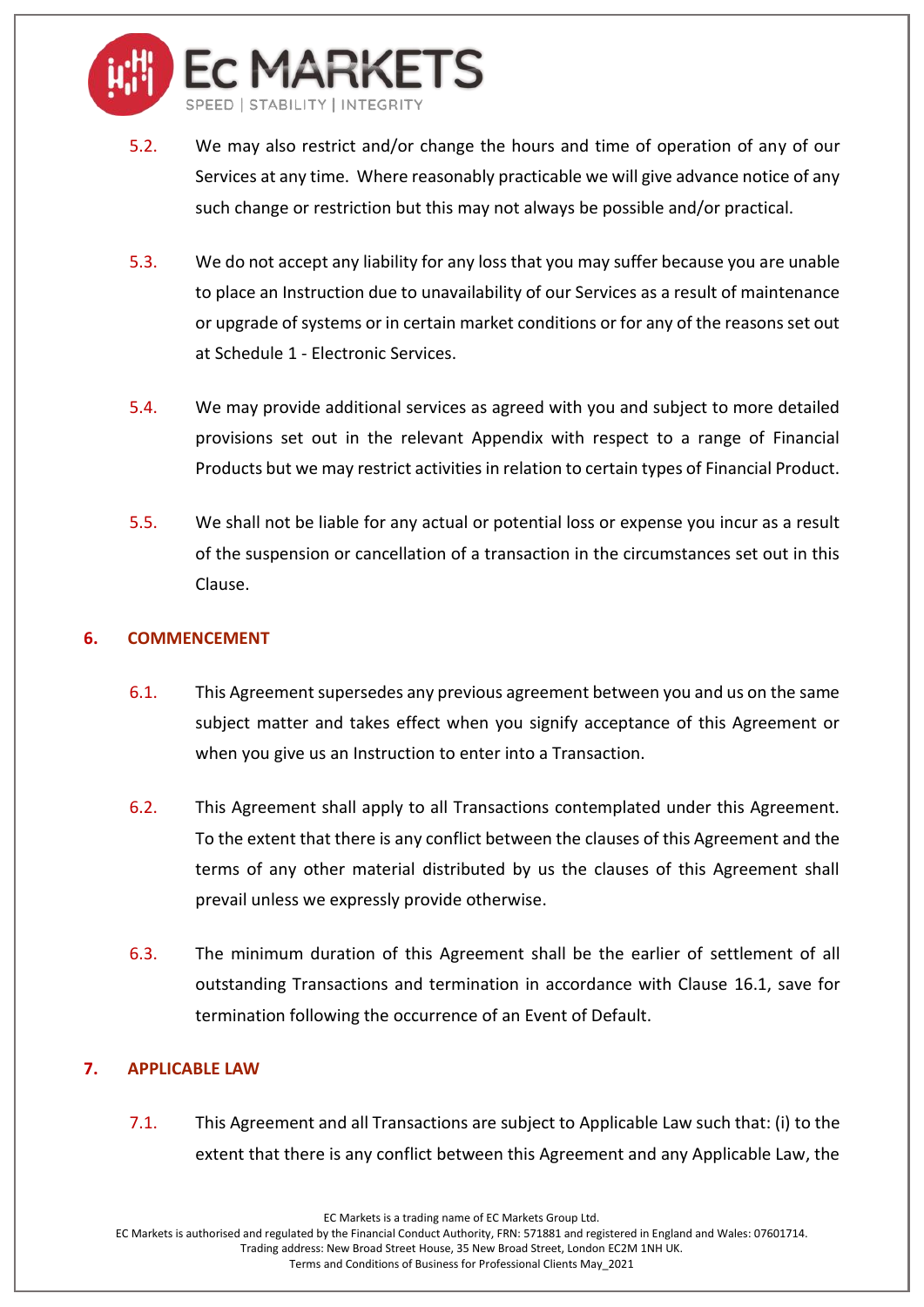5.2. We may also restrict and/or change the hours and time of operation of any of our Services at any time. Where reasonably practicable we will give advance notice of any such change or restriction but this may not always be possible and/or practical.

5.3. We do not accept any liability for any loss that you may suffer because you are unable to place an Instruction due to unavailability of our Services as a result of maintenance or upgrade of systems or in certain market conditions or for any of the reasons set out at Schedule 1 - Electronic Services.

5.4. We may provide additional services as agreed with you and subject to more detailed provisions set out in the relevant Appendix with respect to a range of Financial Products but we may restrict activities in relation to certain types of Financial Product.

5.5. We shall not be liable for any actual or potential loss or expense you incur as a result of the suspension or cancellation of a transaction in the circumstances set out in this Clause.

## 6. COMMENCEMENT

6.1. This Agreement supersedes any previous agreement between you and us on the same subject matter and takes effect when you signify acceptance of this Agreement or when you give us an Instruction to enter into a Transaction.

6.2. This Agreement shall apply to all Transactions contemplated under this Agreement. To the extent that there is any conflict between the clauses of this Agreement and the terms of any other material distributed by us the clauses of this Agreement shall prevail unless we expressly provide otherwise.

6.3. The minimum duration of this Agreement shall be the earlier of settlement of all outstanding Transactions and termination in accordance with Clause 16.1, save for termination following the occurrence of an Event of Default.

## 7. APPLICABLE LAW

7.1. This Agreement and all Transactions are subject to Applicable Law such that: (i) to the extent that there is any conflict between this Agreement and any Applicable Law, the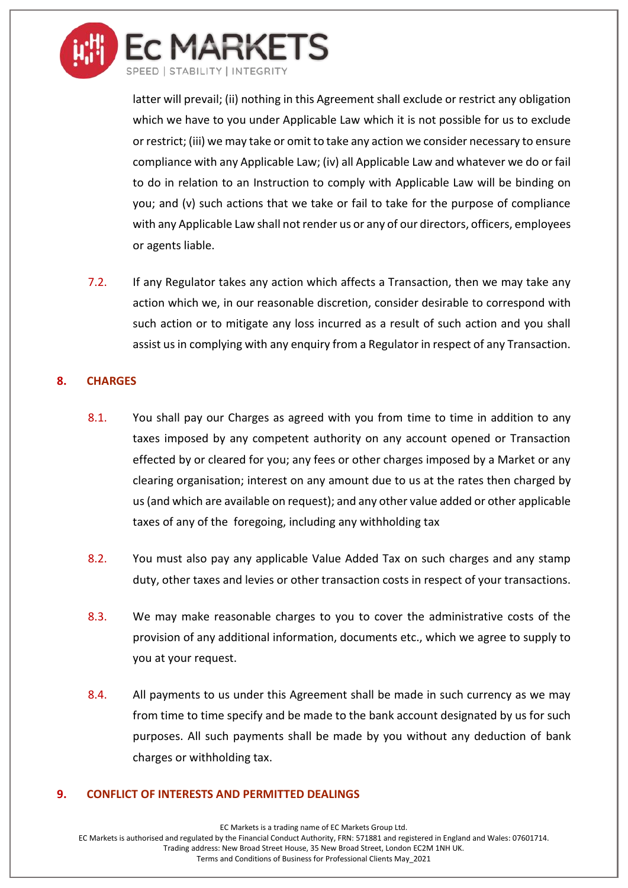latter will prevail; (ii) nothing in this Agreement shall exclude or restrict any obligation which we have to you under Applicable Law which it is not possible for us to exclude or restrict; (iii) we may take or omit to take any action we consider necessary to ensure compliance with any Applicable Law; (iv) all Applicable Law and whatever we do or fail to do in relation to an Instruction to comply with Applicable Law will be binding on you; and (v) such actions that we take or fail to take for the purpose of compliance with any Applicable Law shall not render us or any of our directors, officers, employees or agents liable.

7.2. If any Regulator takes any action which affects a Transaction, then we may take any action which we, in our reasonable discretion, consider desirable to correspond with such action or to mitigate any loss incurred as a result of such action and you shall assist us in complying with any enquiry from a Regulator in respect of any Transaction.

## 8. CHARGES

8.1. You shall pay our Charges as agreed with you from time to time in addition to any taxes imposed by any competent authority on any account opened or Transaction effected by or cleared for you; any fees or other charges imposed by a Market or any clearing organisation; interest on any amount due to us at the rates then charged by us (and which are available on request); and any other value added or other applicable taxes of any of the foregoing, including any withholding tax

8.2. You must also pay any applicable Value Added Tax on such charges and any stamp duty, other taxes and levies or other transaction costs in respect of your transactions.

8.3. We may make reasonable charges to you to cover the administrative costs of the provision of any additional information, documents etc., which we agree to supply to you at your request.

8.4. All payments to us under this Agreement shall be made in such currency as we may from time to time specify and be made to the bank account designated by us for such purposes. All such payments shall be made by you without any deduction of bank charges or withholding tax.

## 9. CONFLICT OF INTERESTS AND PERMITTED DEALINGS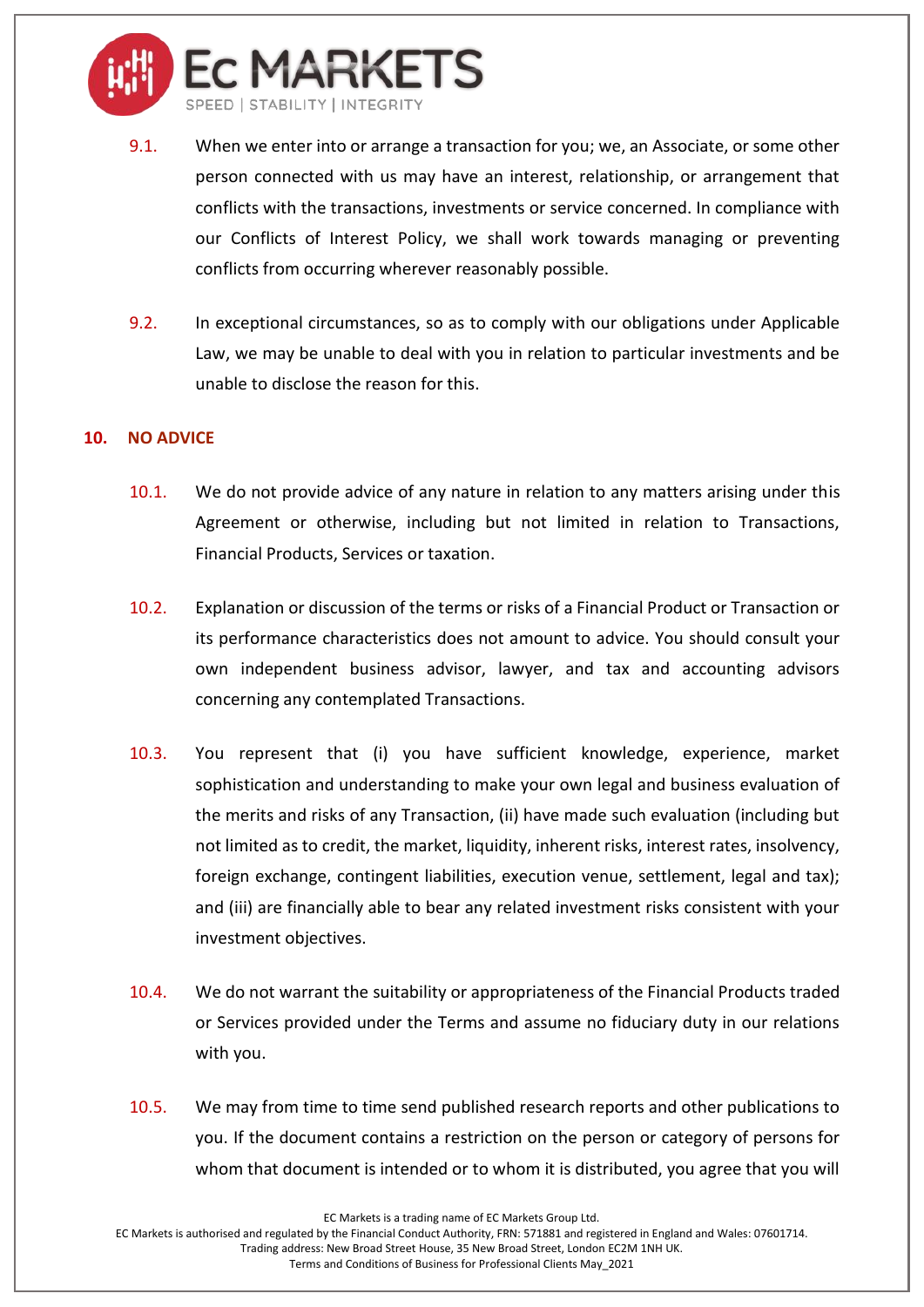9.1. When we enter into or arrange a transaction for you; we, an Associate, or some other person connected with us may have an interest, relationship, or arrangement that conflicts with the transactions, investments or service concerned. In compliance with our Conflicts of Interest Policy, we shall work towards managing or preventing conflicts from occurring wherever reasonably possible.

9.2. In exceptional circumstances, so as to comply with our obligations under Applicable Law, we may be unable to deal with you in relation to particular investments and be unable to disclose the reason for this.

## 10. NO ADVICE

10.1. We do not provide advice of any nature in relation to any matters arising under this Agreement or otherwise, including but not limited in relation to Transactions, Financial Products, Services or taxation.

10.2. Explanation or discussion of the terms or risks of a Financial Product or Transaction or its performance characteristics does not amount to advice. You should consult your own independent business advisor, lawyer, and tax and accounting advisors concerning any contemplated Transactions.

10.3. You represent that (i) you have sufficient knowledge, experience, market sophistication and understanding to make your own legal and business evaluation of the merits and risks of any Transaction, (ii) have made such evaluation (including but not limited as to credit, the market, liquidity, inherent risks, interest rates, insolvency, foreign exchange, contingent liabilities, execution venue, settlement, legal and tax); and (iii) are financially able to bear any related investment risks consistent with your investment objectives.

10.4. We do not warrant the suitability or appropriateness of the Financial Products traded or Services provided under the Terms and assume no fiduciary duty in our relations with you.

10.5. We may from time to time send published research reports and other publications to you. If the document contains a restriction on the person or category of persons for whom that document is intended or to whom it is distributed, you agree that you will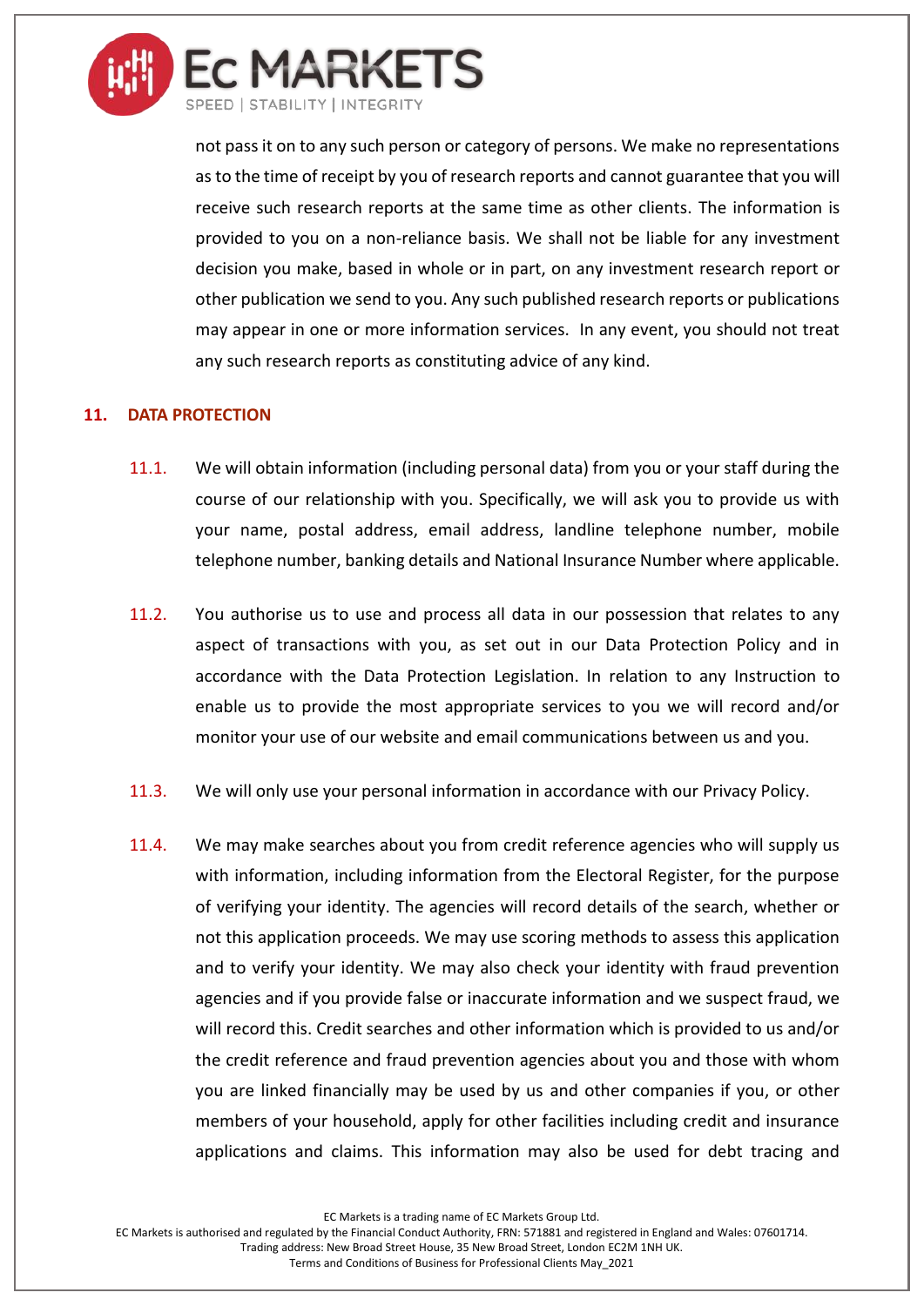not pass it on to any such person or category of persons. We make no representations as to the time of receipt by you of research reports and cannot guarantee that you will receive such research reports at the same time as other clients. The information is provided to you on a non-reliance basis. We shall not be liable for any investment decision you make, based in whole or in part, on any investment research report or other publication we send to you. Any such published research reports or publications may appear in one or more information services. In any event, you should not treat any such research reports as constituting advice of any kind.

## 11. DATA PROTECTION

11.1. We will obtain information (including personal data) from you or your staff during the course of our relationship with you. Specifically, we will ask you to provide us with your name, postal address, email address, landline telephone number, mobile telephone number, banking details and National Insurance Number where applicable.

11.2. You authorise us to use and process all data in our possession that relates to any aspect of transactions with you, as set out in our Data Protection Policy and in accordance with the Data Protection Legislation. In relation to any Instruction to enable us to provide the most appropriate services to you we will record and/or monitor your use of our website and email communications between us and you.

11.3. We will only use your personal information in accordance with our Privacy Policy.

11.4. We may make searches about you from credit reference agencies who will supply us with information, including information from the Electoral Register, for the purpose of verifying your identity. The agencies will record details of the search, whether or not this application proceeds. We may use scoring methods to assess this application and to verify your identity. We may also check your identity with fraud prevention agencies and if you provide false or inaccurate information and we suspect fraud, we will record this. Credit searches and other information which is provided to us and/or the credit reference and fraud prevention agencies about you and those with whom you are linked financially may be used by us and other companies if you, or other members of your household, apply for other facilities including credit and insurance applications and claims. This information may also be used for debt tracing and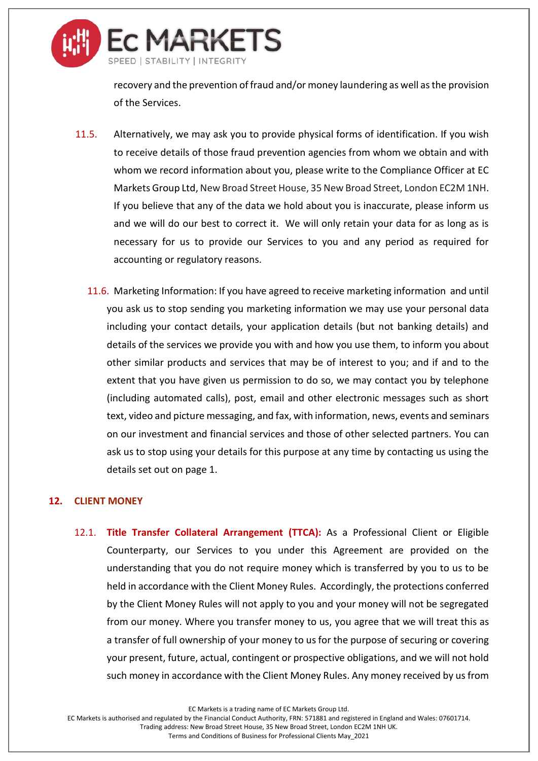recovery and the prevention of fraud and/or money laundering as well as the provision of the Services.

11.5. Alternatively, we may ask you to provide physical forms of identification. If you wish to receive details of those fraud prevention agencies from whom we obtain and with whom we record information about you, please write to the Compliance Officer at EC Markets Group Ltd, New Broad Street House, 35 New Broad Street, London EC2M 1NH. If you believe that any of the data we hold about you is inaccurate, please inform us and we will do our best to correct it. We will only retain your data for as long as is necessary for us to provide our Services to you and any period as required for accounting or regulatory reasons.

11.6. Marketing Information: If you have agreed to receive marketing information and until you ask us to stop sending you marketing information we may use your personal data including your contact details, your application details (but not banking details) and details of the services we provide you with and how you use them, to inform you about other similar products and services that may be of interest to you; and if and to the extent that you have given us permission to do so, we may contact you by telephone (including automated calls), post, email and other electronic messages such as short text, video and picture messaging, and fax, with information, news, events and seminars on our investment and financial services and those of other selected partners. You can ask us to stop using your details for this purpose at any time by contacting us using the details set out on page 1.

## 12. CLIENT MONEY

12.1. **Title Transfer Collateral Arrangement (TTCA):** As a Professional Client or Eligible Counterparty, our Services to you under this Agreement are provided on the understanding that you do not require money which is transferred by you to us to be held in accordance with the Client Money Rules. Accordingly, the protections conferred by the Client Money Rules will not apply to you and your money will not be segregated from our money. Where you transfer money to us, you agree that we will treat this as a transfer of full ownership of your money to us for the purpose of securing or covering your present, future, actual, contingent or prospective obligations, and we will not hold such money in accordance with the Client Money Rules. Any money received by us from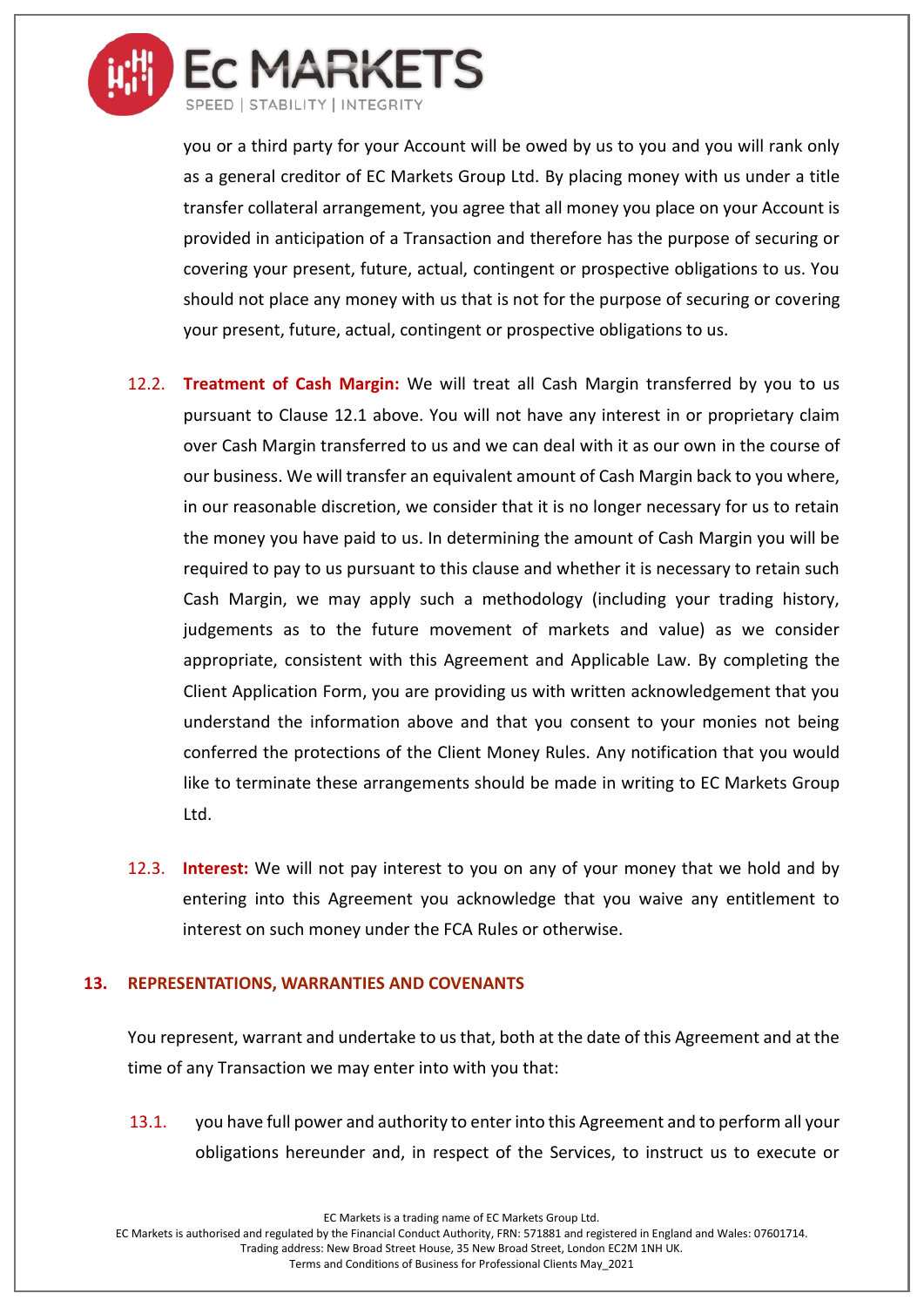you or a third party for your Account will be owed by us to you and you will rank only as a general creditor of EC Markets Group Ltd. By placing money with us under a title transfer collateral arrangement, you agree that all money you place on your Account is provided in anticipation of a Transaction and therefore has the purpose of securing or covering your present, future, actual, contingent or prospective obligations to us. You should not place any money with us that is not for the purpose of securing or covering your present, future, actual, contingent or prospective obligations to us.

12.2. **Treatment of Cash Margin:** We will treat all Cash Margin transferred by you to us pursuant to Clause 12.1 above. You will not have any interest in or proprietary claim over Cash Margin transferred to us and we can deal with it as our own in the course of our business. We will transfer an equivalent amount of Cash Margin back to you where, in our reasonable discretion, we consider that it is no longer necessary for us to retain the money you have paid to us. In determining the amount of Cash Margin you will be required to pay to us pursuant to this clause and whether it is necessary to retain such Cash Margin, we may apply such a methodology (including your trading history, judgements as to the future movement of markets and value) as we consider appropriate, consistent with this Agreement and Applicable Law. By completing the Client Application Form, you are providing us with written acknowledgement that you understand the information above and that you consent to your monies not being conferred the protections of the Client Money Rules. Any notification that you would like to terminate these arrangements should be made in writing to EC Markets Group Ltd.

12.3. **Interest:** We will not pay interest to you on any of your money that we hold and by entering into this Agreement you acknowledge that you waive any entitlement to interest on such money under the FCA Rules or otherwise.

## 13. REPRESENTATIONS, WARRANTIES AND COVENANTS

You represent, warrant and undertake to us that, both at the date of this Agreement and at the time of any Transaction we may enter into with you that:

13.1. you have full power and authority to enter into this Agreement and to perform all your obligations hereunder and, in respect of the Services, to instruct us to execute or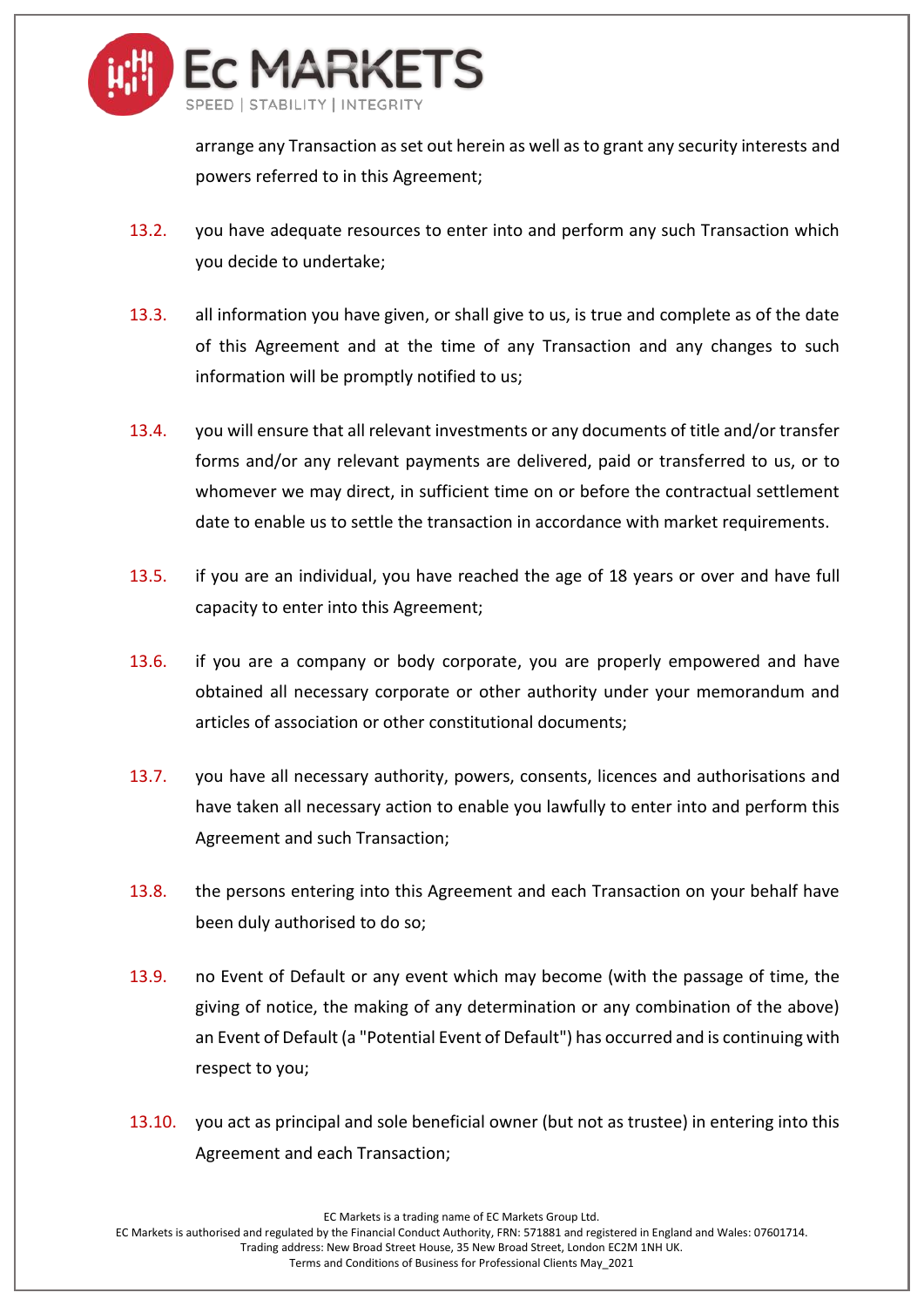arrange any Transaction as set out herein as well as to grant any security interests and powers referred to in this Agreement;

13.2. you have adequate resources to enter into and perform any such Transaction which you decide to undertake;

13.3. all information you have given, or shall give to us, is true and complete as of the date of this Agreement and at the time of any Transaction and any changes to such information will be promptly notified to us;

13.4. you will ensure that all relevant investments or any documents of title and/or transfer forms and/or any relevant payments are delivered, paid or transferred to us, or to whomever we may direct, in sufficient time on or before the contractual settlement date to enable us to settle the transaction in accordance with market requirements.

13.5. if you are an individual, you have reached the age of 18 years or over and have full capacity to enter into this Agreement;

13.6. if you are a company or body corporate, you are properly empowered and have obtained all necessary corporate or other authority under your memorandum and articles of association or other constitutional documents;

13.7. you have all necessary authority, powers, consents, licences and authorisations and have taken all necessary action to enable you lawfully to enter into and perform this Agreement and such Transaction;

13.8. the persons entering into this Agreement and each Transaction on your behalf have been duly authorised to do so;

13.9. no Event of Default or any event which may become (with the passage of time, the giving of notice, the making of any determination or any combination of the above) an Event of Default (a "Potential Event of Default") has occurred and is continuing with respect to you;

13.10. you act as principal and sole beneficial owner (but not as trustee) in entering into this Agreement and each Transaction;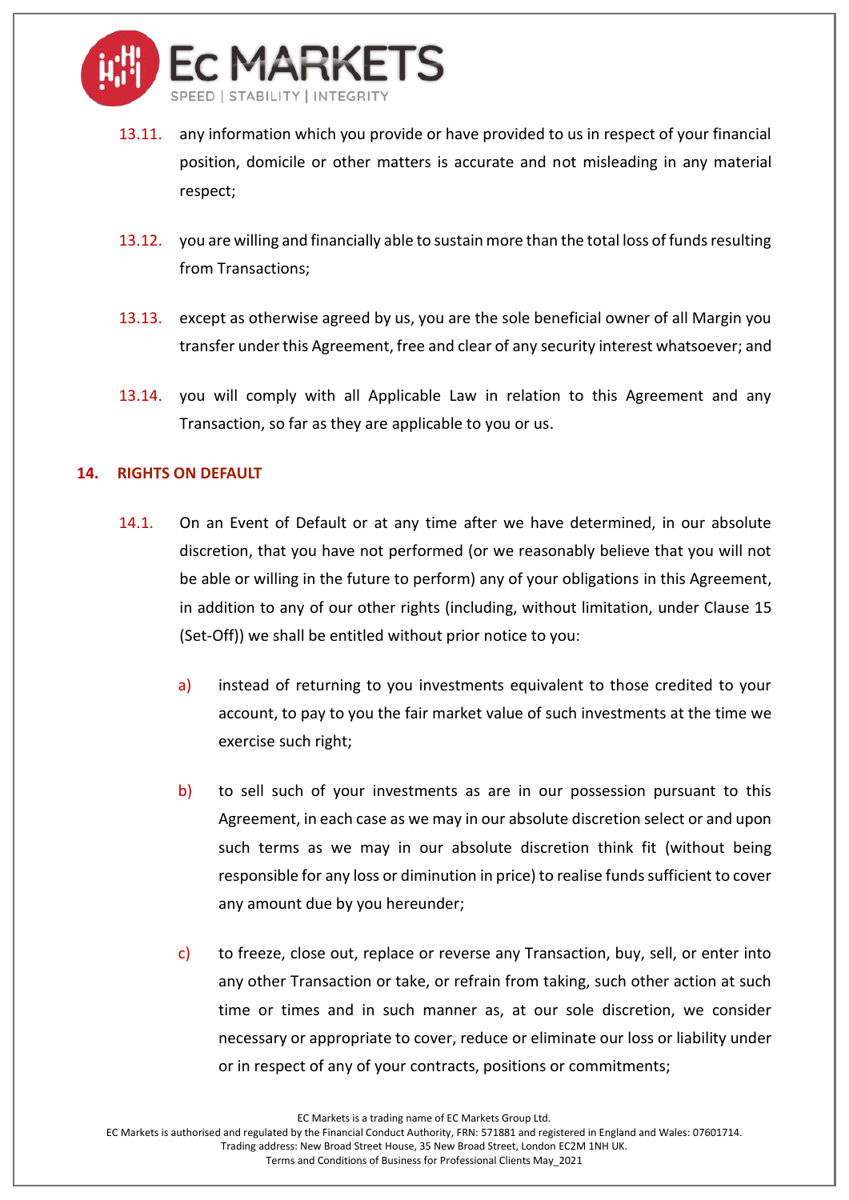13.11. any information which you provide or have provided to us in respect of your financial position, domicile or other matters is accurate and not misleading in any material respect;

13.12. you are willing and financially able to sustain more than the total loss of funds resulting from Transactions;

13.13. except as otherwise agreed by us, you are the sole beneficial owner of all Margin you transfer under this Agreement, free and clear of any security interest whatsoever; and

13.14. you will comply with all Applicable Law in relation to this Agreement and any Transaction, so far as they are applicable to you or us.

## 14. RIGHTS ON DEFAULT

14.1. On an Event of Default or at any time after we have determined, in our absolute discretion, that you have not performed (or we reasonably believe that you will not be able or willing in the future to perform) any of your obligations in this Agreement, in addition to any of our other rights (including, without limitation, under Clause 15 (Set-Off)) we shall be entitled without prior notice to you:

a) instead of returning to you investments equivalent to those credited to your account, to pay to you the fair market value of such investments at the time we exercise such right;

b) to sell such of your investments as are in our possession pursuant to this Agreement, in each case as we may in our absolute discretion select or and upon such terms as we may in our absolute discretion think fit (without being responsible for any loss or diminution in price) to realise funds sufficient to cover any amount due by you hereunder;

c) to freeze, close out, replace or reverse any Transaction, buy, sell, or enter into any other Transaction or take, or refrain from taking, such other action at such time or times and in such manner as, at our sole discretion, we consider necessary or appropriate to cover, reduce or eliminate our loss or liability under or in respect of any of your contracts, positions or commitments;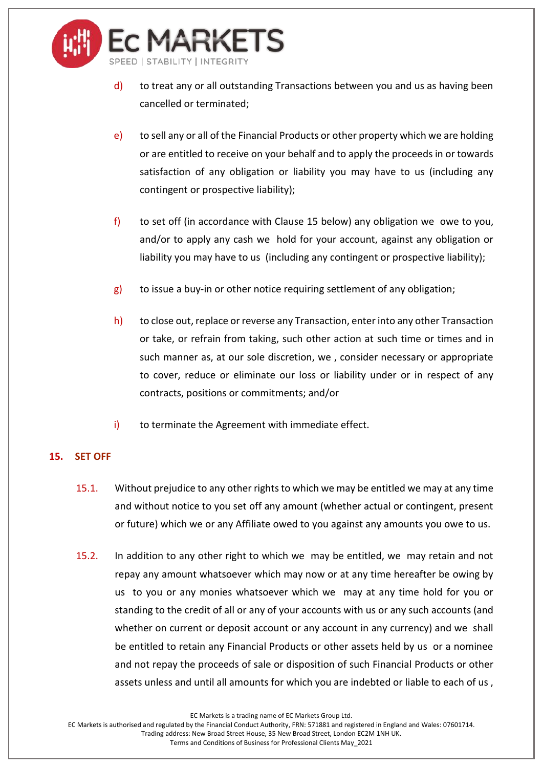d) to treat any or all outstanding Transactions between you and us as having been cancelled or terminated;

e) to sell any or all of the Financial Products or other property which we are holding or are entitled to receive on your behalf and to apply the proceeds in or towards satisfaction of any obligation or liability you may have to us (including any contingent or prospective liability);

f) to set off (in accordance with Clause 15 below) any obligation we owe to you, and/or to apply any cash we hold for your account, against any obligation or liability you may have to us (including any contingent or prospective liability);

g) to issue a buy-in or other notice requiring settlement of any obligation;

h) to close out, replace or reverse any Transaction, enter into any other Transaction or take, or refrain from taking, such other action at such time or times and in such manner as, at our sole discretion, we , consider necessary or appropriate to cover, reduce or eliminate our loss or liability under or in respect of any contracts, positions or commitments; and/or

i) to terminate the Agreement with immediate effect.

## 15. SET OFF

15.1. Without prejudice to any other rights to which we may be entitled we may at any time and without notice to you set off any amount (whether actual or contingent, present or future) which we or any Affiliate owed to you against any amounts you owe to us.

15.2. In addition to any other right to which we may be entitled, we may retain and not repay any amount whatsoever which may now or at any time hereafter be owing by us to you or any monies whatsoever which we may at any time hold for you or standing to the credit of all or any of your accounts with us or any such accounts (and whether on current or deposit account or any account in any currency) and we shall be entitled to retain any Financial Products or other assets held by us or a nominee and not repay the proceeds of sale or disposition of such Financial Products or other assets unless and until all amounts for which you are indebted or liable to each of us ,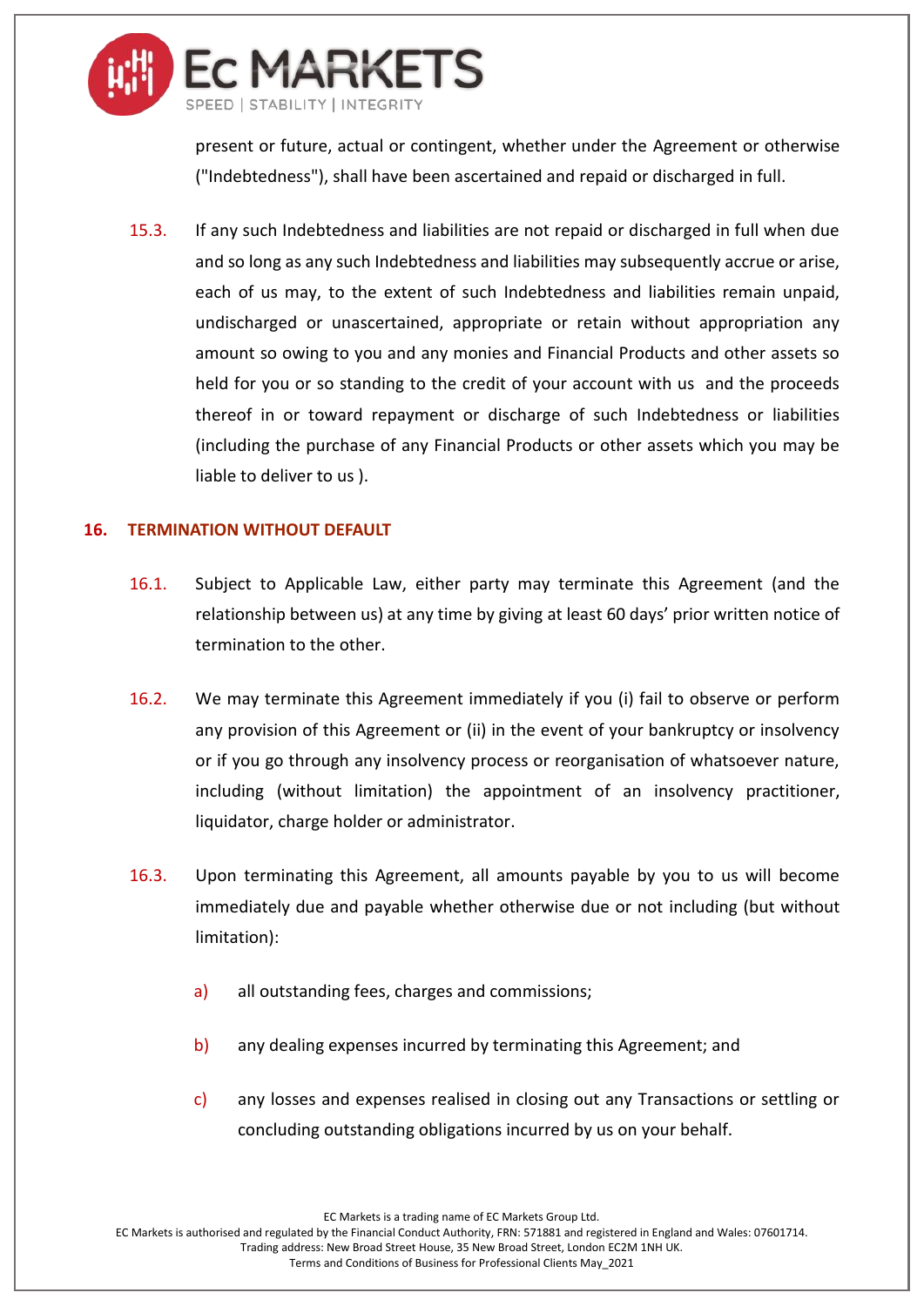present or future, actual or contingent, whether under the Agreement or otherwise ("Indebtedness"), shall have been ascertained and repaid or discharged in full.

15.3. If any such Indebtedness and liabilities are not repaid or discharged in full when due and so long as any such Indebtedness and liabilities may subsequently accrue or arise, each of us may, to the extent of such Indebtedness and liabilities remain unpaid, undischarged or unascertained, appropriate or retain without appropriation any amount so owing to you and any monies and Financial Products and other assets so held for you or so standing to the credit of your account with us and the proceeds thereof in or toward repayment or discharge of such Indebtedness or liabilities (including the purchase of any Financial Products or other assets which you may be liable to deliver to us ).

## 16. TERMINATION WITHOUT DEFAULT

16.1. Subject to Applicable Law, either party may terminate this Agreement (and the relationship between us) at any time by giving at least 60 days' prior written notice of termination to the other.

16.2. We may terminate this Agreement immediately if you (i) fail to observe or perform any provision of this Agreement or (ii) in the event of your bankruptcy or insolvency or if you go through any insolvency process or reorganisation of whatsoever nature, including (without limitation) the appointment of an insolvency practitioner, liquidator, charge holder or administrator.

16.3. Upon terminating this Agreement, all amounts payable by you to us will become immediately due and payable whether otherwise due or not including (but without limitation):

a) all outstanding fees, charges and commissions;

b) any dealing expenses incurred by terminating this Agreement; and

c) any losses and expenses realised in closing out any Transactions or settling or concluding outstanding obligations incurred by us on your behalf.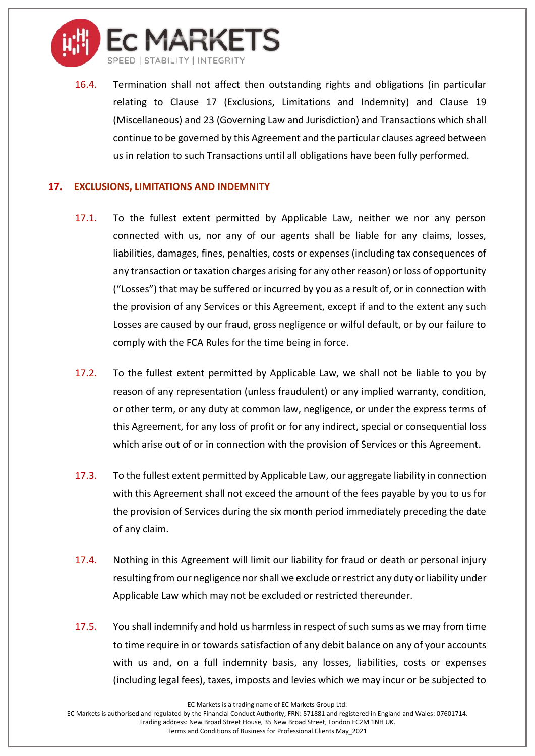16.4. Termination shall not affect then outstanding rights and obligations (in particular relating to Clause 17 (Exclusions, Limitations and Indemnity) and Clause 19 (Miscellaneous) and 23 (Governing Law and Jurisdiction) and Transactions which shall continue to be governed by this Agreement and the particular clauses agreed between us in relation to such Transactions until all obligations have been fully performed.

## 17. EXCLUSIONS, LIMITATIONS AND INDEMNITY

17.1. To the fullest extent permitted by Applicable Law, neither we nor any person connected with us, nor any of our agents shall be liable for any claims, losses, liabilities, damages, fines, penalties, costs or expenses (including tax consequences of any transaction or taxation charges arising for any other reason) or loss of opportunity ("Losses") that may be suffered or incurred by you as a result of, or in connection with the provision of any Services or this Agreement, except if and to the extent any such Losses are caused by our fraud, gross negligence or wilful default, or by our failure to comply with the FCA Rules for the time being in force.

17.2. To the fullest extent permitted by Applicable Law, we shall not be liable to you by reason of any representation (unless fraudulent) or any implied warranty, condition, or other term, or any duty at common law, negligence, or under the express terms of this Agreement, for any loss of profit or for any indirect, special or consequential loss which arise out of or in connection with the provision of Services or this Agreement.

17.3. To the fullest extent permitted by Applicable Law, our aggregate liability in connection with this Agreement shall not exceed the amount of the fees payable by you to us for the provision of Services during the six month period immediately preceding the date of any claim.

17.4. Nothing in this Agreement will limit our liability for fraud or death or personal injury resulting from our negligence nor shall we exclude or restrict any duty or liability under Applicable Law which may not be excluded or restricted thereunder.

17.5. You shall indemnify and hold us harmless in respect of such sums as we may from time to time require in or towards satisfaction of any debit balance on any of your accounts with us and, on a full indemnity basis, any losses, liabilities, costs or expenses (including legal fees), taxes, imposts and levies which we may incur or be subjected to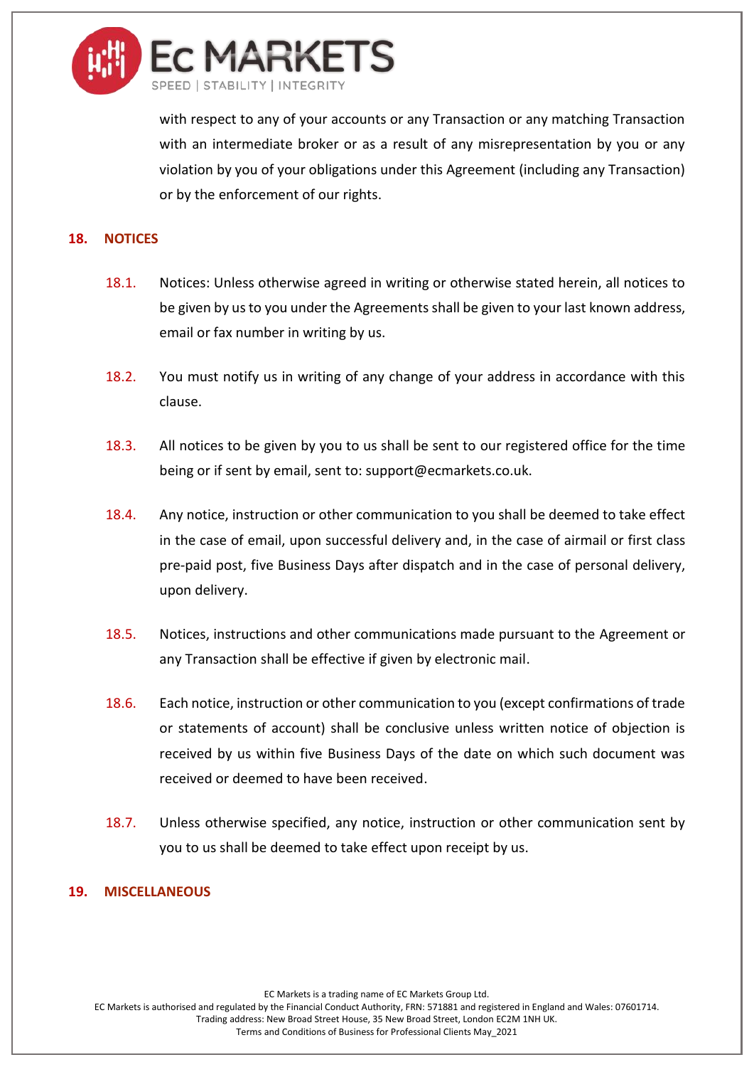with respect to any of your accounts or any Transaction or any matching Transaction with an intermediate broker or as a result of any misrepresentation by you or any violation by you of your obligations under this Agreement (including any Transaction) or by the enforcement of our rights.

## 18. NOTICES

18.1. Notices: Unless otherwise agreed in writing or otherwise stated herein, all notices to be given by us to you under the Agreements shall be given to your last known address, email or fax number in writing by us.

18.2. You must notify us in writing of any change of your address in accordance with this clause.

18.3. All notices to be given by you to us shall be sent to our registered office for the time being or if sent by email, sent to: support@ecmarkets.co.uk.

18.4. Any notice, instruction or other communication to you shall be deemed to take effect in the case of email, upon successful delivery and, in the case of airmail or first class pre-paid post, five Business Days after dispatch and in the case of personal delivery, upon delivery.

18.5. Notices, instructions and other communications made pursuant to the Agreement or any Transaction shall be effective if given by electronic mail.

18.6. Each notice, instruction or other communication to you (except confirmations of trade or statements of account) shall be conclusive unless written notice of objection is received by us within five Business Days of the date on which such document was received or deemed to have been received.

18.7. Unless otherwise specified, any notice, instruction or other communication sent by you to us shall be deemed to take effect upon receipt by us.

## 19. MISCELLANEOUS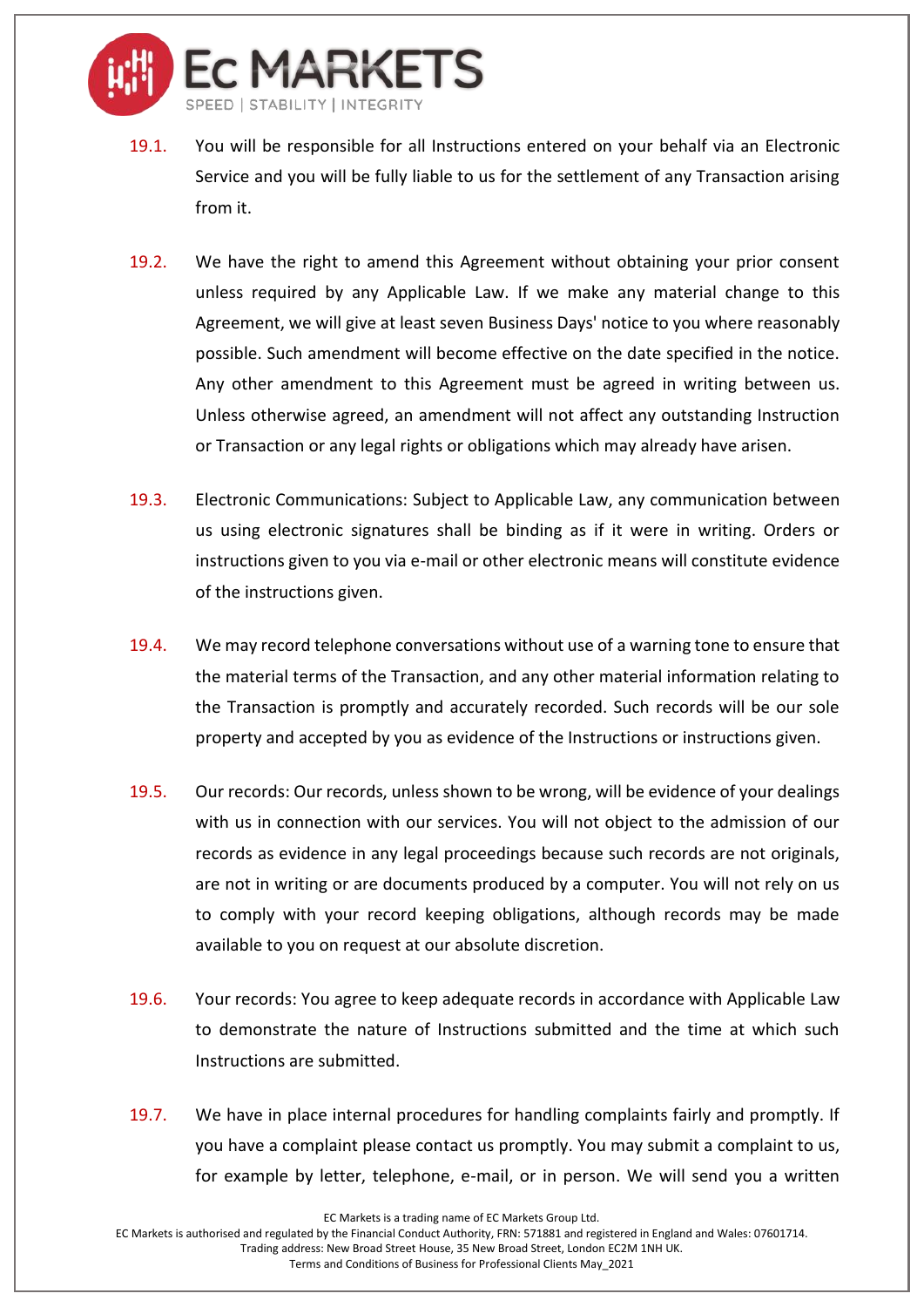19.1. You will be responsible for all Instructions entered on your behalf via an Electronic Service and you will be fully liable to us for the settlement of any Transaction arising from it.

19.2. We have the right to amend this Agreement without obtaining your prior consent unless required by any Applicable Law. If we make any material change to this Agreement, we will give at least seven Business Days' notice to you where reasonably possible. Such amendment will become effective on the date specified in the notice. Any other amendment to this Agreement must be agreed in writing between us. Unless otherwise agreed, an amendment will not affect any outstanding Instruction or Transaction or any legal rights or obligations which may already have arisen.

19.3. Electronic Communications: Subject to Applicable Law, any communication between us using electronic signatures shall be binding as if it were in writing. Orders or instructions given to you via e-mail or other electronic means will constitute evidence of the instructions given.

19.4. We may record telephone conversations without use of a warning tone to ensure that the material terms of the Transaction, and any other material information relating to the Transaction is promptly and accurately recorded. Such records will be our sole property and accepted by you as evidence of the Instructions or instructions given.

19.5. Our records: Our records, unless shown to be wrong, will be evidence of your dealings with us in connection with our services. You will not object to the admission of our records as evidence in any legal proceedings because such records are not originals, are not in writing or are documents produced by a computer. You will not rely on us to comply with your record keeping obligations, although records may be made available to you on request at our absolute discretion.

19.6. Your records: You agree to keep adequate records in accordance with Applicable Law to demonstrate the nature of Instructions submitted and the time at which such Instructions are submitted.

19.7. We have in place internal procedures for handling complaints fairly and promptly. If you have a complaint please contact us promptly. You may submit a complaint to us, for example by letter, telephone, e-mail, or in person. We will send you a written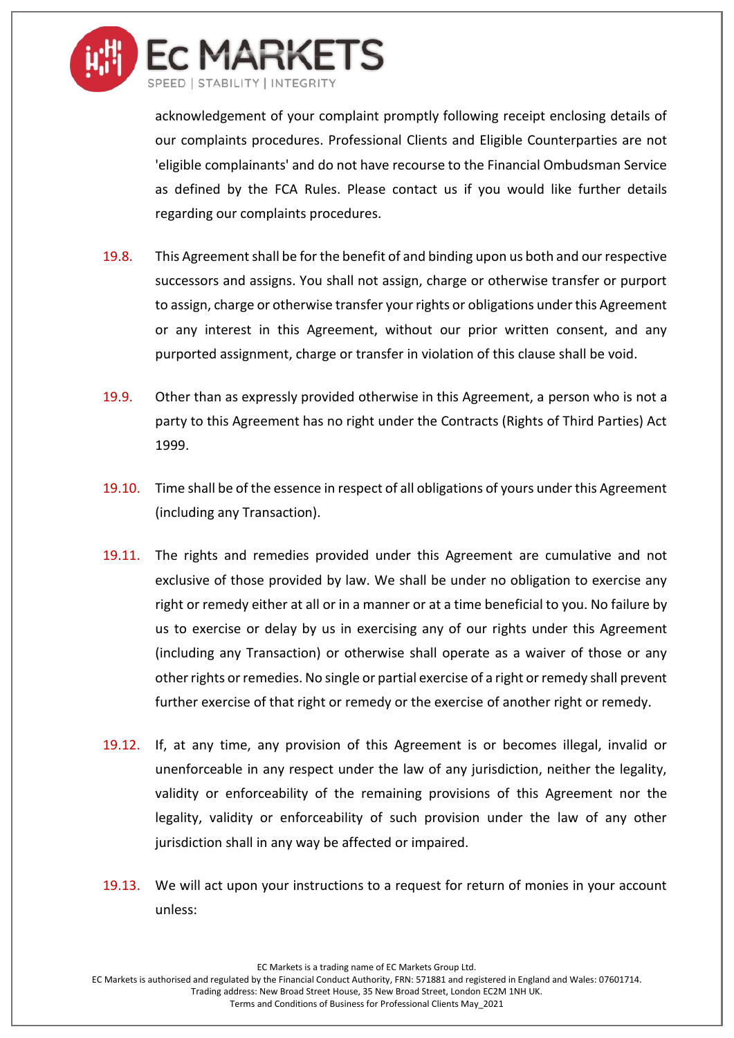acknowledgement of your complaint promptly following receipt enclosing details of our complaints procedures. Professional Clients and Eligible Counterparties are not 'eligible complainants' and do not have recourse to the Financial Ombudsman Service as defined by the FCA Rules. Please contact us if you would like further details regarding our complaints procedures.

19.8. This Agreement shall be for the benefit of and binding upon us both and our respective successors and assigns. You shall not assign, charge or otherwise transfer or purport to assign, charge or otherwise transfer your rights or obligations under this Agreement or any interest in this Agreement, without our prior written consent, and any purported assignment, charge or transfer in violation of this clause shall be void.

19.9. Other than as expressly provided otherwise in this Agreement, a person who is not a party to this Agreement has no right under the Contracts (Rights of Third Parties) Act 1999.

19.10. Time shall be of the essence in respect of all obligations of yours under this Agreement (including any Transaction).

19.11. The rights and remedies provided under this Agreement are cumulative and not exclusive of those provided by law. We shall be under no obligation to exercise any right or remedy either at all or in a manner or at a time beneficial to you. No failure by us to exercise or delay by us in exercising any of our rights under this Agreement (including any Transaction) or otherwise shall operate as a waiver of those or any other rights or remedies. No single or partial exercise of a right or remedy shall prevent further exercise of that right or remedy or the exercise of another right or remedy.

19.12. If, at any time, any provision of this Agreement is or becomes illegal, invalid or unenforceable in any respect under the law of any jurisdiction, neither the legality, validity or enforceability of the remaining provisions of this Agreement nor the legality, validity or enforceability of such provision under the law of any other jurisdiction shall in any way be affected or impaired.

19.13. We will act upon your instructions to a request for return of monies in your account unless: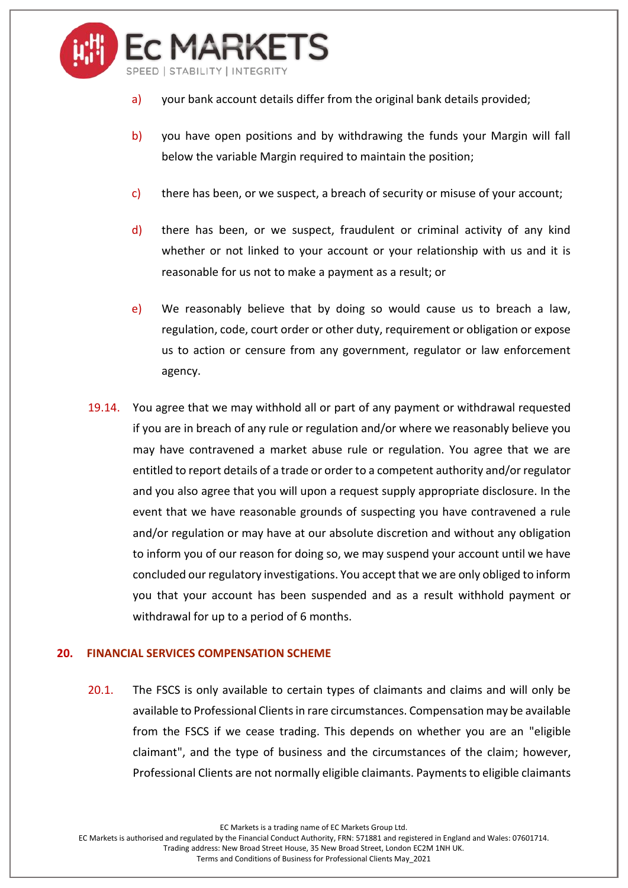a) your bank account details differ from the original bank details provided;

b) you have open positions and by withdrawing the funds your Margin will fall below the variable Margin required to maintain the position;

c) there has been, or we suspect, a breach of security or misuse of your account;

d) there has been, or we suspect, fraudulent or criminal activity of any kind whether or not linked to your account or your relationship with us and it is reasonable for us not to make a payment as a result; or

e) We reasonably believe that by doing so would cause us to breach a law, regulation, code, court order or other duty, requirement or obligation or expose us to action or censure from any government, regulator or law enforcement agency.

19.14. You agree that we may withhold all or part of any payment or withdrawal requested if you are in breach of any rule or regulation and/or where we reasonably believe you may have contravened a market abuse rule or regulation. You agree that we are entitled to report details of a trade or order to a competent authority and/or regulator and you also agree that you will upon a request supply appropriate disclosure. In the event that we have reasonable grounds of suspecting you have contravened a rule and/or regulation or may have at our absolute discretion and without any obligation to inform you of our reason for doing so, we may suspend your account until we have concluded our regulatory investigations. You accept that we are only obliged to inform you that your account has been suspended and as a result withhold payment or withdrawal for up to a period of 6 months.

## 20. FINANCIAL SERVICES COMPENSATION SCHEME

20.1. The FSCS is only available to certain types of claimants and claims and will only be available to Professional Clients in rare circumstances. Compensation may be available from the FSCS if we cease trading. This depends on whether you are an "eligible claimant", and the type of business and the circumstances of the claim; however, Professional Clients are not normally eligible claimants. Payments to eligible claimants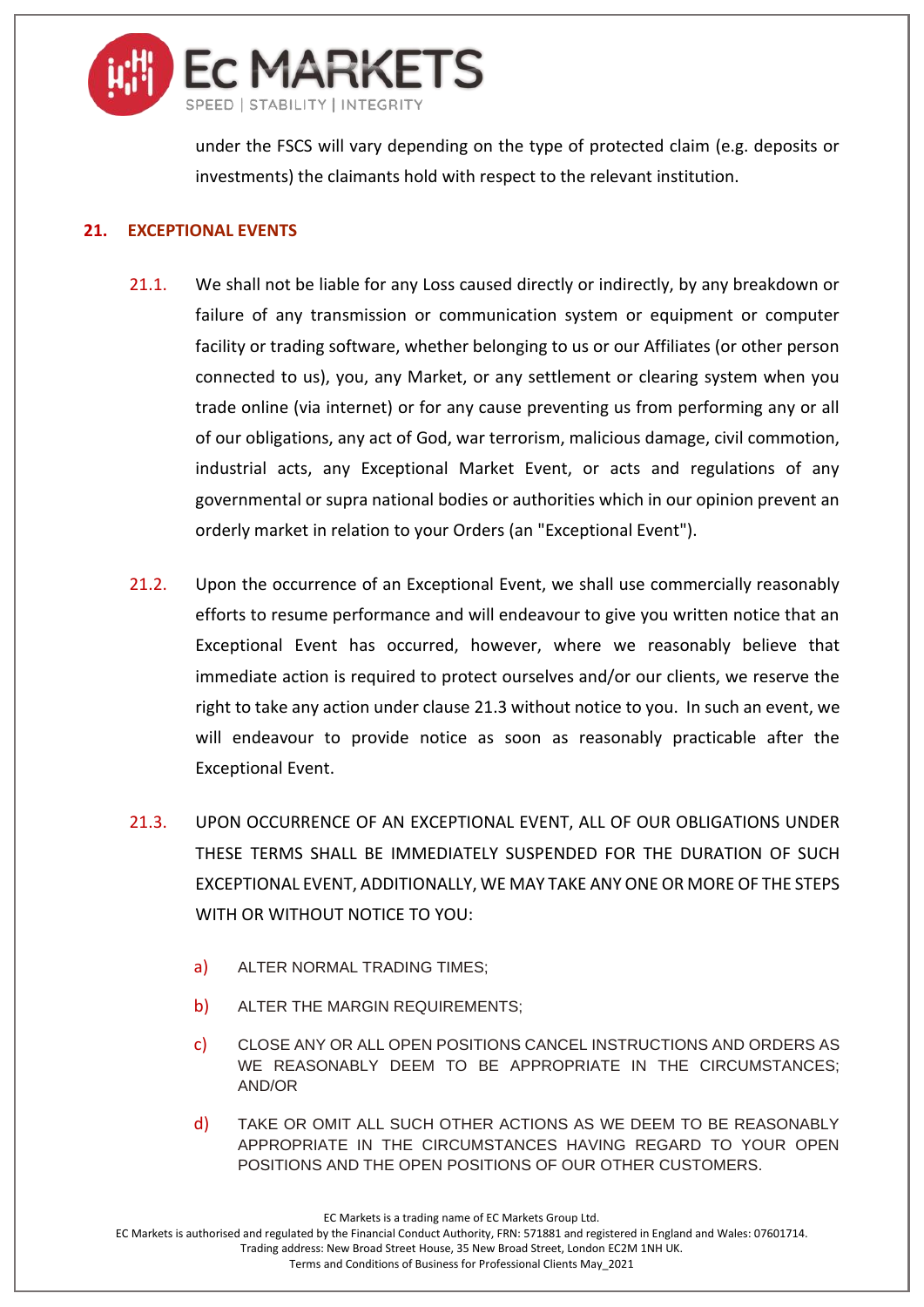under the FSCS will vary depending on the type of protected claim (e.g. deposits or investments) the claimants hold with respect to the relevant institution.

## 21. EXCEPTIONAL EVENTS

21.1. We shall not be liable for any Loss caused directly or indirectly, by any breakdown or failure of any transmission or communication system or equipment or computer facility or trading software, whether belonging to us or our Affiliates (or other person connected to us), you, any Market, or any settlement or clearing system when you trade online (via internet) or for any cause preventing us from performing any or all of our obligations, any act of God, war terrorism, malicious damage, civil commotion, industrial acts, any Exceptional Market Event, or acts and regulations of any governmental or supra national bodies or authorities which in our opinion prevent an orderly market in relation to your Orders (an "Exceptional Event").

21.2. Upon the occurrence of an Exceptional Event, we shall use commercially reasonably efforts to resume performance and will endeavour to give you written notice that an Exceptional Event has occurred, however, where we reasonably believe that immediate action is required to protect ourselves and/or our clients, we reserve the right to take any action under clause 21.3 without notice to you. In such an event, we will endeavour to provide notice as soon as reasonably practicable after the Exceptional Event.

21.3. UPON OCCURRENCE OF AN EXCEPTIONAL EVENT, ALL OF OUR OBLIGATIONS UNDER THESE TERMS SHALL BE IMMEDIATELY SUSPENDED FOR THE DURATION OF SUCH EXCEPTIONAL EVENT, ADDITIONALLY, WE MAY TAKE ANY ONE OR MORE OF THE STEPS WITH OR WITHOUT NOTICE TO YOU:

a) ALTER NORMAL TRADING TIMES;

b) ALTER THE MARGIN REQUIREMENTS;

c) CLOSE ANY OR ALL OPEN POSITIONS CANCEL INSTRUCTIONS AND ORDERS AS WE REASONABLY DEEM TO BE APPROPRIATE IN THE CIRCUMSTANCES; AND/OR

d) TAKE OR OMIT ALL SUCH OTHER ACTIONS AS WE DEEM TO BE REASONABLY APPROPRIATE IN THE CIRCUMSTANCES HAVING REGARD TO YOUR OPEN POSITIONS AND THE OPEN POSITIONS OF OUR OTHER CUSTOMERS.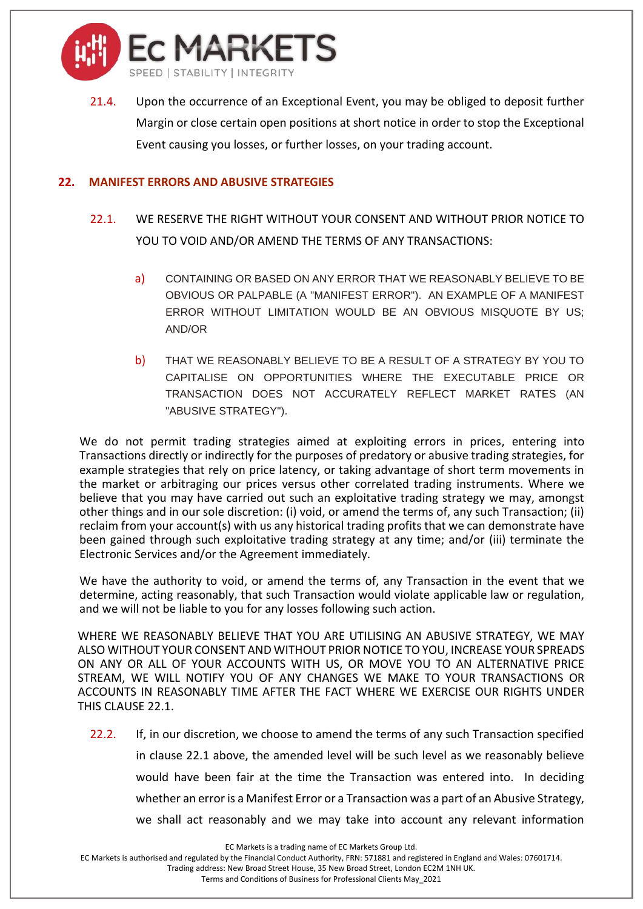21.4. Upon the occurrence of an Exceptional Event, you may be obliged to deposit further Margin or close certain open positions at short notice in order to stop the Exceptional Event causing you losses, or further losses, on your trading account.

## 22. MANIFEST ERRORS AND ABUSIVE STRATEGIES

22.1. WE RESERVE THE RIGHT WITHOUT YOUR CONSENT AND WITHOUT PRIOR NOTICE TO YOU TO VOID AND/OR AMEND THE TERMS OF ANY TRANSACTIONS:

a) CONTAINING OR BASED ON ANY ERROR THAT WE REASONABLY BELIEVE TO BE OBVIOUS OR PALPABLE (A "MANIFEST ERROR"). AN EXAMPLE OF A MANIFEST ERROR WITHOUT LIMITATION WOULD BE AN OBVIOUS MISQUOTE BY US; AND/OR

b) THAT WE REASONABLY BELIEVE TO BE A RESULT OF A STRATEGY BY YOU TO CAPITALISE ON OPPORTUNITIES WHERE THE EXECUTABLE PRICE OR TRANSACTION DOES NOT ACCURATELY REFLECT MARKET RATES (AN "ABUSIVE STRATEGY").

We do not permit trading strategies aimed at exploiting errors in prices, entering into Transactions directly or indirectly for the purposes of predatory or abusive trading strategies, for example strategies that rely on price latency, or taking advantage of short term movements in the market or arbitraging our prices versus other correlated trading instruments. Where we believe that you may have carried out such an exploitative trading strategy we may, amongst other things and in our sole discretion: (i) void, or amend the terms of, any such Transaction; (ii) reclaim from your account(s) with us any historical trading profits that we can demonstrate have been gained through such exploitative trading strategy at any time; and/or (iii) terminate the Electronic Services and/or the Agreement immediately.

We have the authority to void, or amend the terms of, any Transaction in the event that we determine, acting reasonably, that such Transaction would violate applicable law or regulation, and we will not be liable to you for any losses following such action.

WHERE WE REASONABLY BELIEVE THAT YOU ARE UTILISING AN ABUSIVE STRATEGY, WE MAY ALSO WITHOUT YOUR CONSENT AND WITHOUT PRIOR NOTICE TO YOU, INCREASE YOUR SPREADS ON ANY OR ALL OF YOUR ACCOUNTS WITH US, OR MOVE YOU TO AN ALTERNATIVE PRICE STREAM, WE WILL NOTIFY YOU OF ANY CHANGES WE MAKE TO YOUR TRANSACTIONS OR ACCOUNTS IN REASONABLY TIME AFTER THE FACT WHERE WE EXERCISE OUR RIGHTS UNDER THIS CLAUSE 22.1.

22.2. If, in our discretion, we choose to amend the terms of any such Transaction specified in clause 22.1 above, the amended level will be such level as we reasonably believe would have been fair at the time the Transaction was entered into. In deciding whether an error is a Manifest Error or a Transaction was a part of an Abusive Strategy, we shall act reasonably and we may take into account any relevant information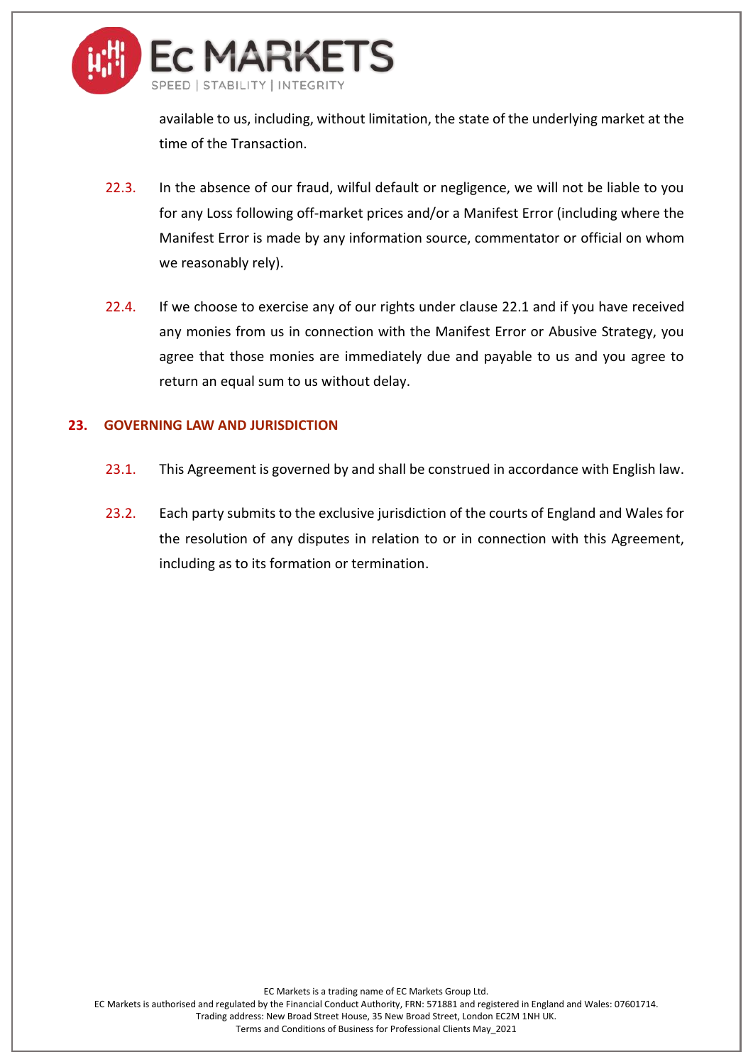available to us, including, without limitation, the state of the underlying market at the time of the Transaction.

22.3. In the absence of our fraud, wilful default or negligence, we will not be liable to you for any Loss following off-market prices and/or a Manifest Error (including where the Manifest Error is made by any information source, commentator or official on whom we reasonably rely).

22.4. If we choose to exercise any of our rights under clause 22.1 and if you have received any monies from us in connection with the Manifest Error or Abusive Strategy, you agree that those monies are immediately due and payable to us and you agree to return an equal sum to us without delay.

## 23. GOVERNING LAW AND JURISDICTION

23.1. This Agreement is governed by and shall be construed in accordance with English law.

23.2. Each party submits to the exclusive jurisdiction of the courts of England and Wales for the resolution of any disputes in relation to or in connection with this Agreement, including as to its formation or termination.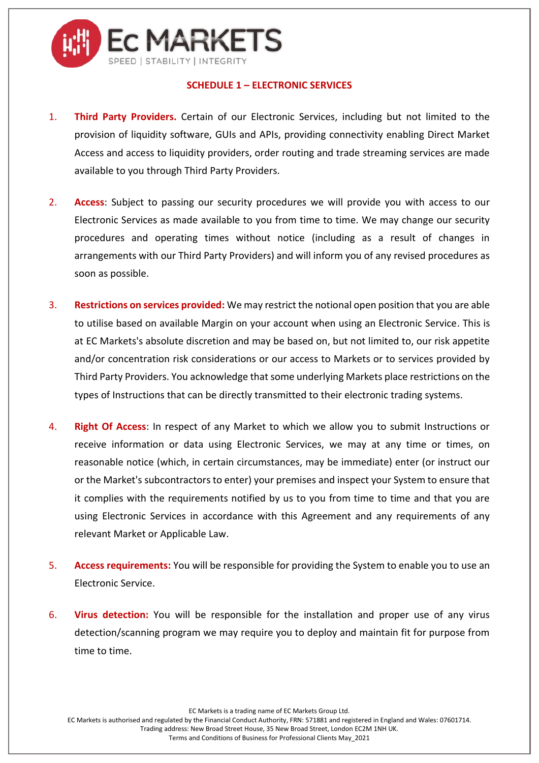## SCHEDULE 1 – ELECTRONIC SERVICES

1. **Third Party Providers.** Certain of our Electronic Services, including but not limited to the provision of liquidity software, GUIs and APIs, providing connectivity enabling Direct Market Access and access to liquidity providers, order routing and trade streaming services are made available to you through Third Party Providers.

2. **Access**: Subject to passing our security procedures we will provide you with access to our Electronic Services as made available to you from time to time. We may change our security procedures and operating times without notice (including as a result of changes in arrangements with our Third Party Providers) and will inform you of any revised procedures as soon as possible.

3. **Restrictions on services provided:** We may restrict the notional open position that you are able to utilise based on available Margin on your account when using an Electronic Service. This is at EC Markets's absolute discretion and may be based on, but not limited to, our risk appetite and/or concentration risk considerations or our access to Markets or to services provided by Third Party Providers. You acknowledge that some underlying Markets place restrictions on the types of Instructions that can be directly transmitted to their electronic trading systems.

4. **Right Of Access**: In respect of any Market to which we allow you to submit Instructions or receive information or data using Electronic Services, we may at any time or times, on reasonable notice (which, in certain circumstances, may be immediate) enter (or instruct our or the Market's subcontractors to enter) your premises and inspect your System to ensure that it complies with the requirements notified by us to you from time to time and that you are using Electronic Services in accordance with this Agreement and any requirements of any relevant Market or Applicable Law.

5. **Access requirements:** You will be responsible for providing the System to enable you to use an Electronic Service.

6. **Virus detection:** You will be responsible for the installation and proper use of any virus detection/scanning program we may require you to deploy and maintain fit for purpose from time to time.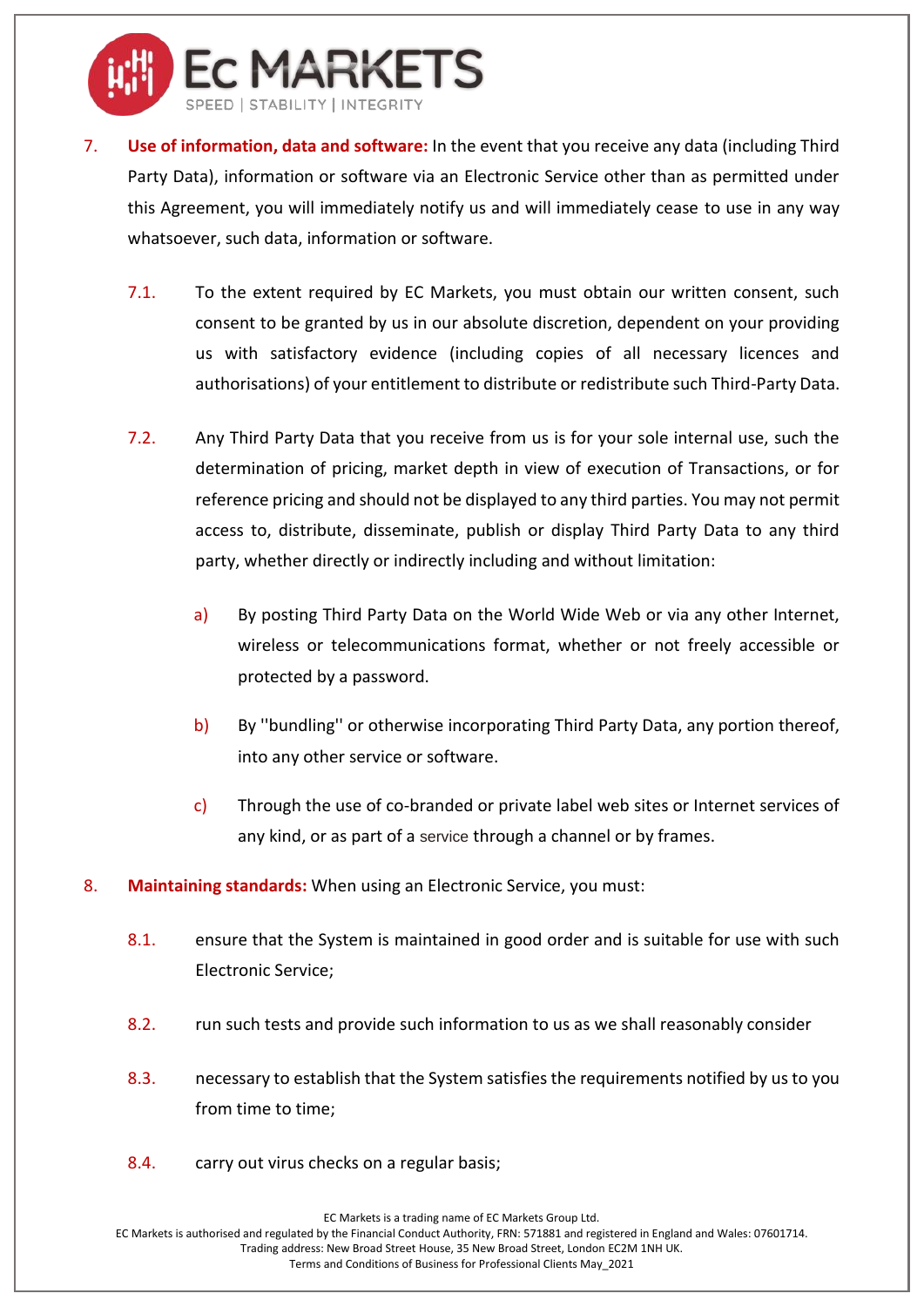7. **Use of information, data and software:** In the event that you receive any data (including Third Party Data), information or software via an Electronic Service other than as permitted under this Agreement, you will immediately notify us and will immediately cease to use in any way whatsoever, such data, information or software.

   7.1. To the extent required by EC Markets, you must obtain our written consent, such consent to be granted by us in our absolute discretion, dependent on your providing us with satisfactory evidence (including copies of all necessary licences and authorisations) of your entitlement to distribute or redistribute such Third-Party Data.

   7.2. Any Third Party Data that you receive from us is for your sole internal use, such the determination of pricing, market depth in view of execution of Transactions, or for reference pricing and should not be displayed to any third parties. You may not permit access to, distribute, disseminate, publish or display Third Party Data to any third party, whether directly or indirectly including and without limitation:

      a) By posting Third Party Data on the World Wide Web or via any other Internet, wireless or telecommunications format, whether or not freely accessible or protected by a password.

      b) By ''bundling'' or otherwise incorporating Third Party Data, any portion thereof, into any other service or software.

      c) Through the use of co-branded or private label web sites or Internet services of any kind, or as part of a service through a channel or by frames.

8. **Maintaining standards:** When using an Electronic Service, you must:

   8.1. ensure that the System is maintained in good order and is suitable for use with such Electronic Service;

   8.2. run such tests and provide such information to us as we shall reasonably consider

   8.3. necessary to establish that the System satisfies the requirements notified by us to you from time to time;

   8.4. carry out virus checks on a regular basis;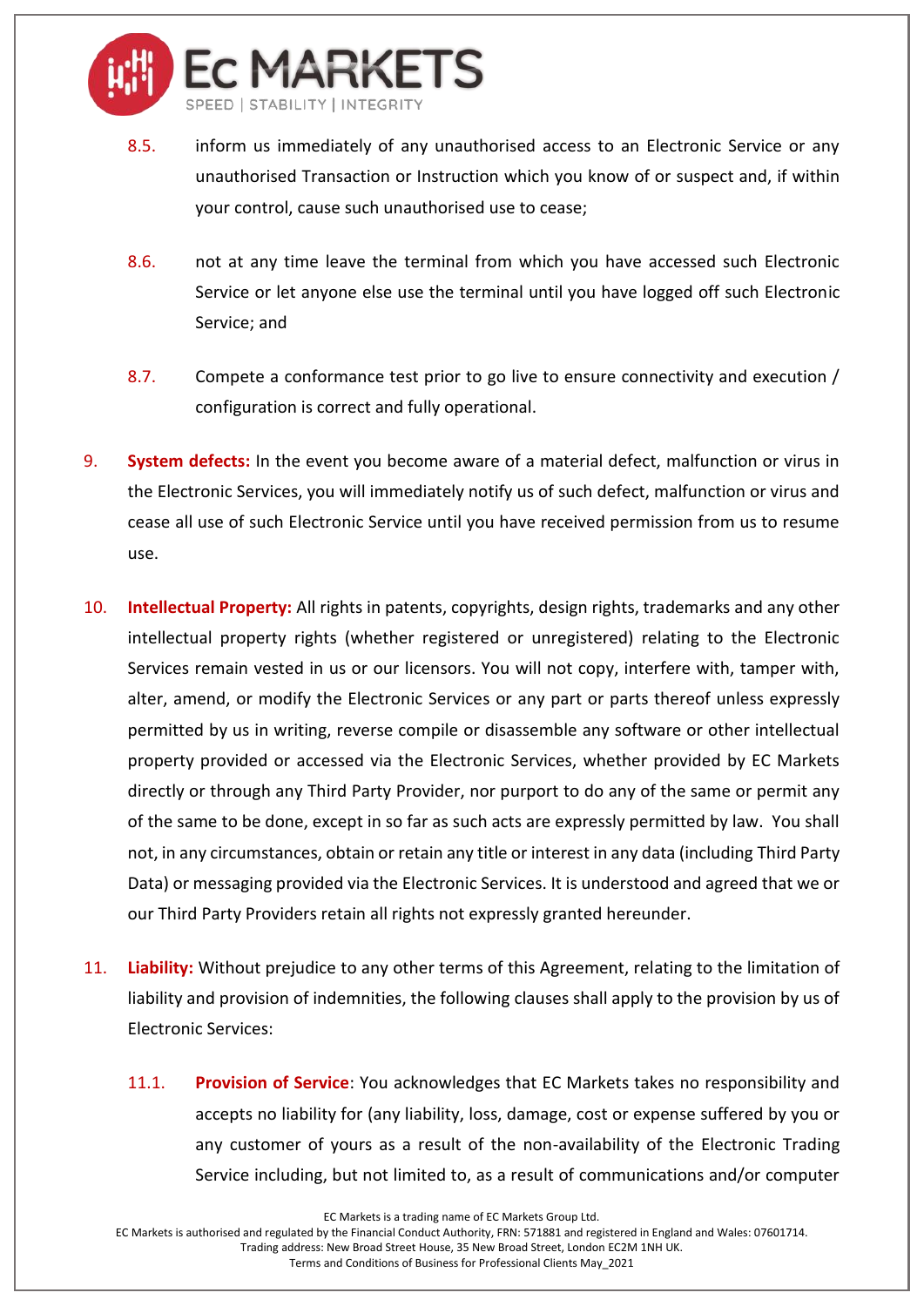8.5. inform us immediately of any unauthorised access to an Electronic Service or any unauthorised Transaction or Instruction which you know of or suspect and, if within your control, cause such unauthorised use to cease;

8.6. not at any time leave the terminal from which you have accessed such Electronic Service or let anyone else use the terminal until you have logged off such Electronic Service; and

8.7. Compete a conformance test prior to go live to ensure connectivity and execution / configuration is correct and fully operational.

9. **System defects:** In the event you become aware of a material defect, malfunction or virus in the Electronic Services, you will immediately notify us of such defect, malfunction or virus and cease all use of such Electronic Service until you have received permission from us to resume use.

10. **Intellectual Property:** All rights in patents, copyrights, design rights, trademarks and any other intellectual property rights (whether registered or unregistered) relating to the Electronic Services remain vested in us or our licensors. You will not copy, interfere with, tamper with, alter, amend, or modify the Electronic Services or any part or parts thereof unless expressly permitted by us in writing, reverse compile or disassemble any software or other intellectual property provided or accessed via the Electronic Services, whether provided by EC Markets directly or through any Third Party Provider, nor purport to do any of the same or permit any of the same to be done, except in so far as such acts are expressly permitted by law. You shall not, in any circumstances, obtain or retain any title or interest in any data (including Third Party Data) or messaging provided via the Electronic Services. It is understood and agreed that we or our Third Party Providers retain all rights not expressly granted hereunder.

11. **Liability:** Without prejudice to any other terms of this Agreement, relating to the limitation of liability and provision of indemnities, the following clauses shall apply to the provision by us of Electronic Services:

11.1. **Provision of Service**: You acknowledges that EC Markets takes no responsibility and accepts no liability for (any liability, loss, damage, cost or expense suffered by you or any customer of yours as a result of the non-availability of the Electronic Trading Service including, but not limited to, as a result of communications and/or computer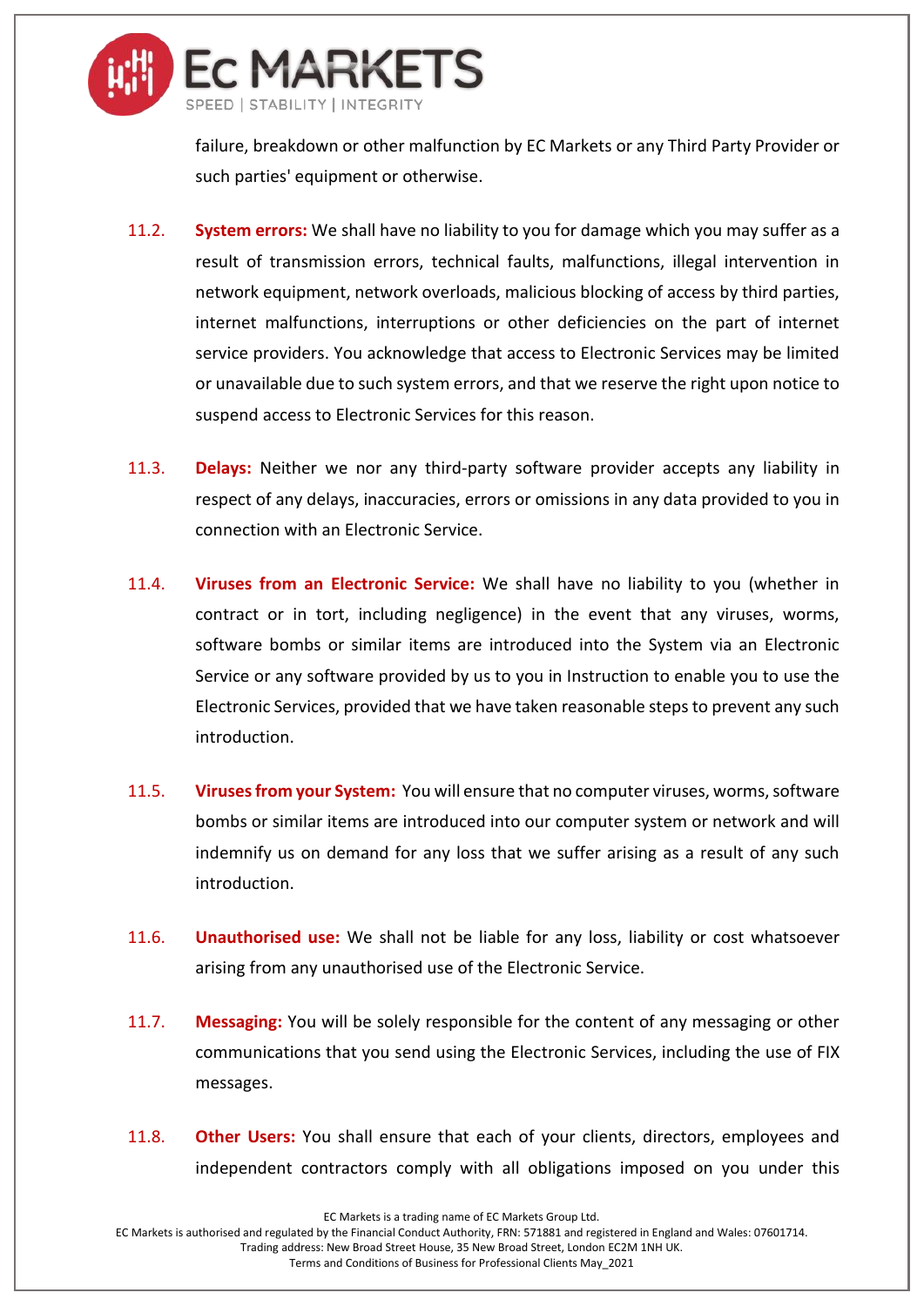failure, breakdown or other malfunction by EC Markets or any Third Party Provider or such parties' equipment or otherwise.

11.2. **System errors:** We shall have no liability to you for damage which you may suffer as a result of transmission errors, technical faults, malfunctions, illegal intervention in network equipment, network overloads, malicious blocking of access by third parties, internet malfunctions, interruptions or other deficiencies on the part of internet service providers. You acknowledge that access to Electronic Services may be limited or unavailable due to such system errors, and that we reserve the right upon notice to suspend access to Electronic Services for this reason.

11.3. **Delays:** Neither we nor any third-party software provider accepts any liability in respect of any delays, inaccuracies, errors or omissions in any data provided to you in connection with an Electronic Service.

11.4. **Viruses from an Electronic Service:** We shall have no liability to you (whether in contract or in tort, including negligence) in the event that any viruses, worms, software bombs or similar items are introduced into the System via an Electronic Service or any software provided by us to you in Instruction to enable you to use the Electronic Services, provided that we have taken reasonable steps to prevent any such introduction.

11.5. **Viruses from your System:** You will ensure that no computer viruses, worms, software bombs or similar items are introduced into our computer system or network and will indemnify us on demand for any loss that we suffer arising as a result of any such introduction.

11.6. **Unauthorised use:** We shall not be liable for any loss, liability or cost whatsoever arising from any unauthorised use of the Electronic Service.

11.7. **Messaging:** You will be solely responsible for the content of any messaging or other communications that you send using the Electronic Services, including the use of FIX messages.

11.8. **Other Users:** You shall ensure that each of your clients, directors, employees and independent contractors comply with all obligations imposed on you under this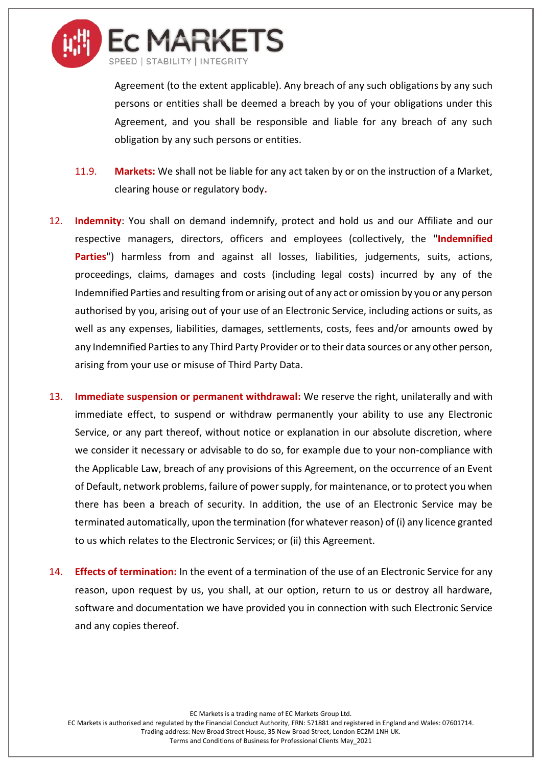Agreement (to the extent applicable). Any breach of any such obligations by any such persons or entities shall be deemed a breach by you of your obligations under this Agreement, and you shall be responsible and liable for any breach of any such obligation by any such persons or entities.

11.9. **Markets:** We shall not be liable for any act taken by or on the instruction of a Market, clearing house or regulatory body**.**

12. **Indemnity**: You shall on demand indemnify, protect and hold us and our Affiliate and our respective managers, directors, officers and employees (collectively, the "**Indemnified Parties**") harmless from and against all losses, liabilities, judgements, suits, actions, proceedings, claims, damages and costs (including legal costs) incurred by any of the Indemnified Parties and resulting from or arising out of any act or omission by you or any person authorised by you, arising out of your use of an Electronic Service, including actions or suits, as well as any expenses, liabilities, damages, settlements, costs, fees and/or amounts owed by any Indemnified Parties to any Third Party Provider or to their data sources or any other person, arising from your use or misuse of Third Party Data.

13. **Immediate suspension or permanent withdrawal:** We reserve the right, unilaterally and with immediate effect, to suspend or withdraw permanently your ability to use any Electronic Service, or any part thereof, without notice or explanation in our absolute discretion, where we consider it necessary or advisable to do so, for example due to your non-compliance with the Applicable Law, breach of any provisions of this Agreement, on the occurrence of an Event of Default, network problems, failure of power supply, for maintenance, or to protect you when there has been a breach of security. In addition, the use of an Electronic Service may be terminated automatically, upon the termination (for whatever reason) of (i) any licence granted to us which relates to the Electronic Services; or (ii) this Agreement.

14. **Effects of termination:** In the event of a termination of the use of an Electronic Service for any reason, upon request by us, you shall, at our option, return to us or destroy all hardware, software and documentation we have provided you in connection with such Electronic Service and any copies thereof.